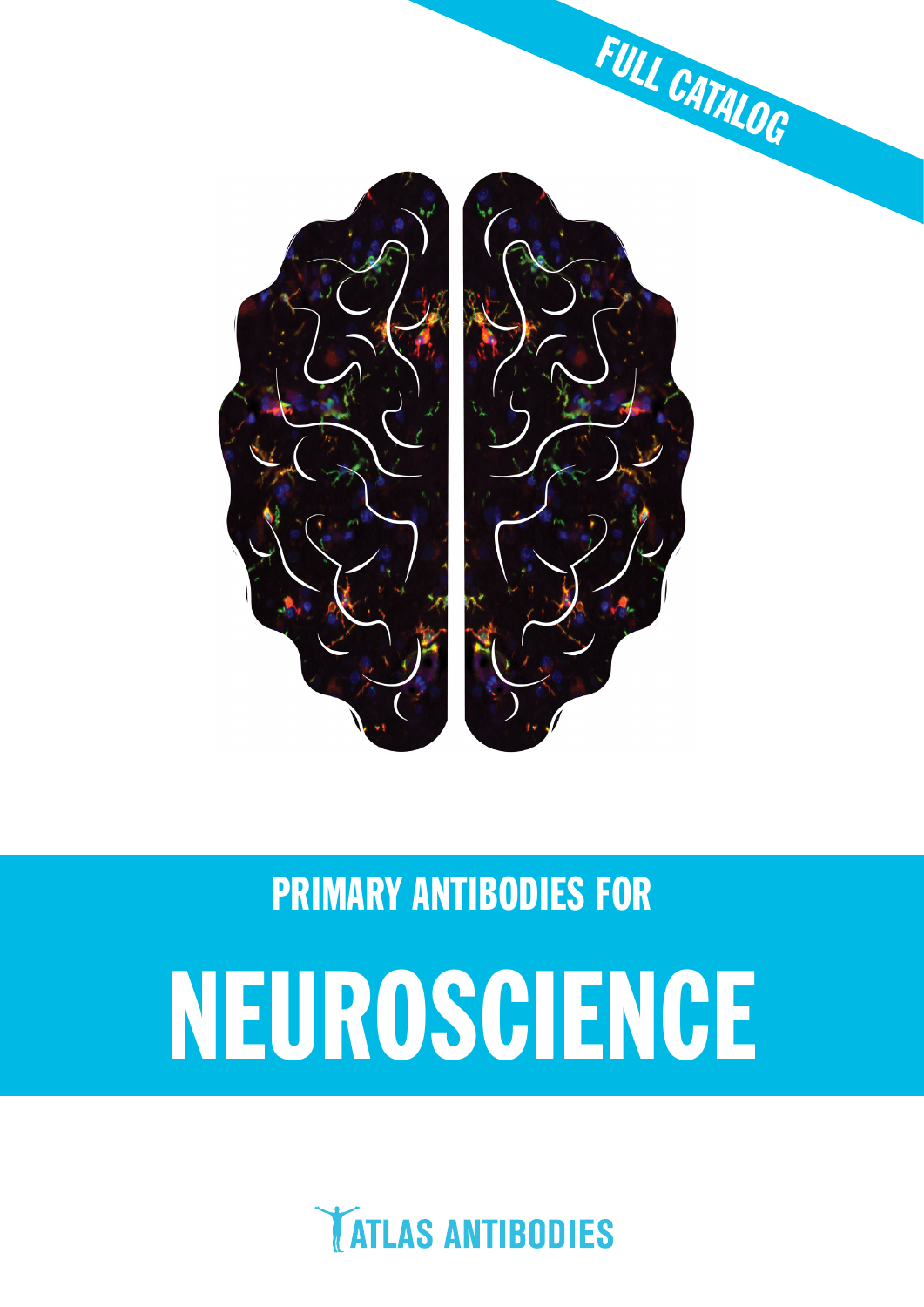FULL CATALOG

## PRIMARY ANTIBODIES FOR

# NEUROSCIENCE

ATLAS ANTIBODIES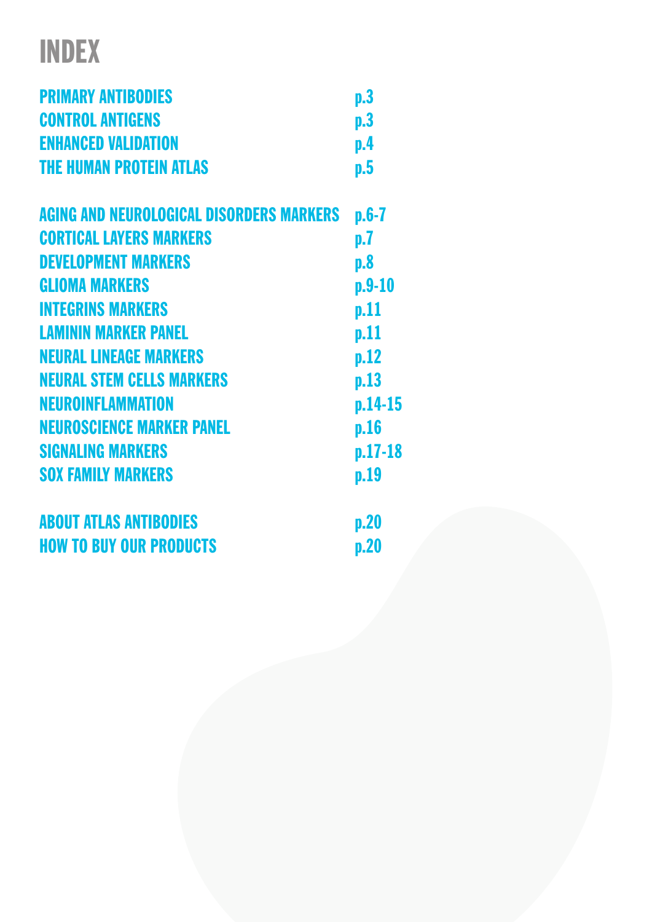# INDEX

| | |
|---|---|
| PRIMARY ANTIBODIES | p.3 |
| CONTROL ANTIGENS | p.3 |
| ENHANCED VALIDATION | p.4 |
| THE HUMAN PROTEIN ATLAS | p.5 |
| AGING AND NEUROLOGICAL DISORDERS MARKERS | p.6-7 |
| CORTICAL LAYERS MARKERS | p.7 |
| DEVELOPMENT MARKERS | p.8 |
| GLIOMA MARKERS | p.9-10 |
| INTEGRINS MARKERS | p.11 |
| LAMININ MARKER PANEL | p.11 |
| NEURAL LINEAGE MARKERS | p.12 |
| NEURAL STEM CELLS MARKERS | p.13 |
| NEUROINFLAMMATION | p.14-15 |
| NEUROSCIENCE MARKER PANEL | p.16 |
| SIGNALING MARKERS | p.17-18 |
| SOX FAMILY MARKERS | p.19 |
| ABOUT ATLAS ANTIBODIES | p.20 |
| HOW TO BUY OUR PRODUCTS | p.20 |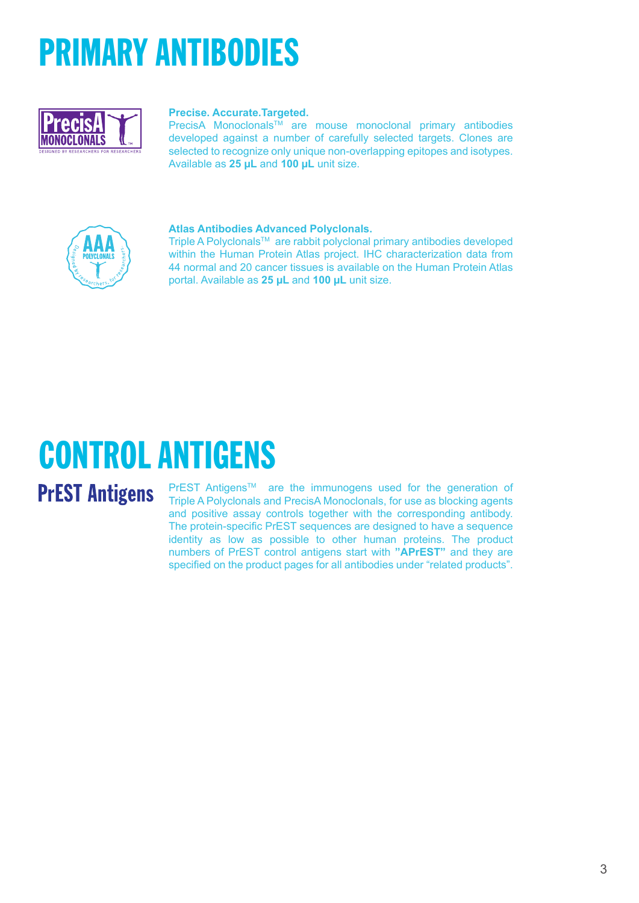# PRIMARY ANTIBODIES

**Precise. Accurate.Targeted.**

PrecisA Monoclonals™ are mouse monoclonal primary antibodies developed against a number of carefully selected targets. Clones are selected to recognize only unique non-overlapping epitopes and isotypes. Available as **25 µL** and **100 µL** unit size.

**Atlas Antibodies Advanced Polyclonals.**

Triple A Polyclonals™ are rabbit polyclonal primary antibodies developed within the Human Protein Atlas project. IHC characterization data from 44 normal and 20 cancer tissues is available on the Human Protein Atlas portal. Available as **25 µL** and **100 µL** unit size.

# CONTROL ANTIGENS

## PrEST Antigens

PrEST Antigens™ are the immunogens used for the generation of Triple A Polyclonals and PrecisA Monoclonals, for use as blocking agents and positive assay controls together with the corresponding antibody. The protein-specific PrEST sequences are designed to have a sequence identity as low as possible to other human proteins. The product numbers of PrEST control antigens start with **"APrEST"** and they are specified on the product pages for all antibodies under "related products".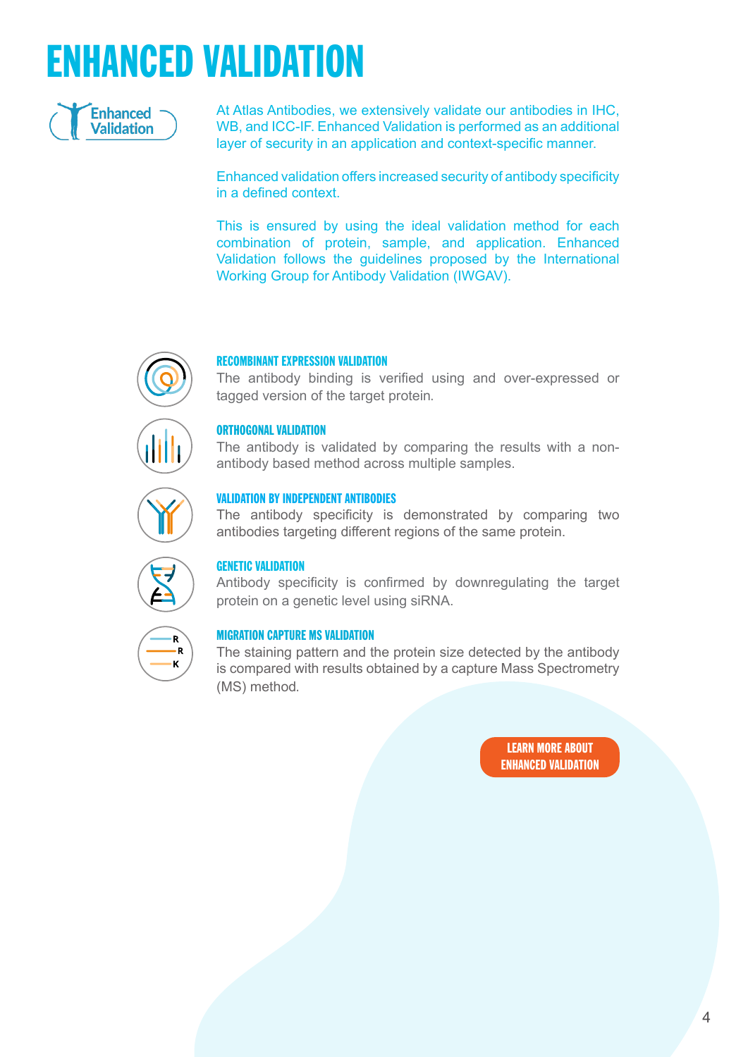# ENHANCED VALIDATION

At Atlas Antibodies, we extensively validate our antibodies in IHC, WB, and ICC-IF. Enhanced Validation is performed as an additional layer of security in an application and context-specific manner.

Enhanced validation offers increased security of antibody specificity in a defined context.

This is ensured by using the ideal validation method for each combination of protein, sample, and application. Enhanced Validation follows the guidelines proposed by the International Working Group for Antibody Validation (IWGAV).

### RECOMBINANT EXPRESSION VALIDATION

The antibody binding is verified using and over-expressed or tagged version of the target protein.

### ORTHOGONAL VALIDATION

The antibody is validated by comparing the results with a non-antibody based method across multiple samples.

### VALIDATION BY INDEPENDENT ANTIBODIES

The antibody specificity is demonstrated by comparing two antibodies targeting different regions of the same protein.

### GENETIC VALIDATION

Antibody specificity is confirmed by downregulating the target protein on a genetic level using siRNA.

### MIGRATION CAPTURE MS VALIDATION

The staining pattern and the protein size detected by the antibody is compared with results obtained by a capture Mass Spectrometry (MS) method.

LEARN MORE ABOUT ENHANCED VALIDATION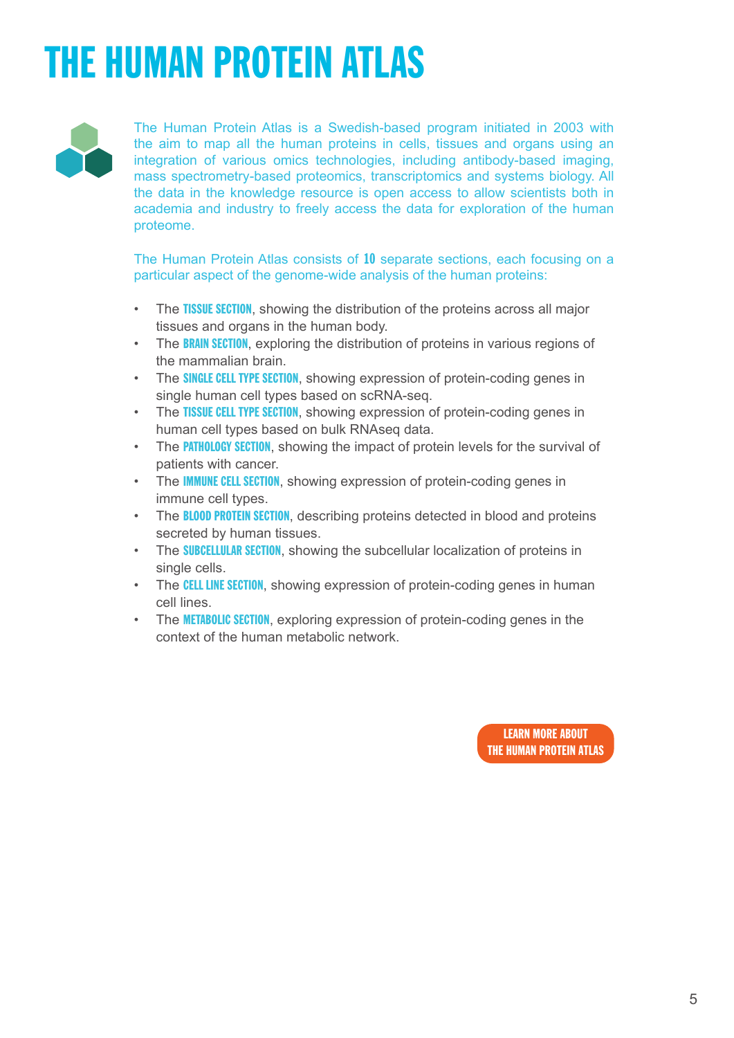# THE HUMAN PROTEIN ATLAS

The Human Protein Atlas is a Swedish-based program initiated in 2003 with the aim to map all the human proteins in cells, tissues and organs using an integration of various omics technologies, including antibody-based imaging, mass spectrometry-based proteomics, transcriptomics and systems biology. All the data in the knowledge resource is open access to allow scientists both in academia and industry to freely access the data for exploration of the human proteome.

The Human Protein Atlas consists of **10** separate sections, each focusing on a particular aspect of the genome-wide analysis of the human proteins:

- The **TISSUE SECTION**, showing the distribution of the proteins across all major tissues and organs in the human body.
- The **BRAIN SECTION**, exploring the distribution of proteins in various regions of the mammalian brain.
- The **SINGLE CELL TYPE SECTION**, showing expression of protein-coding genes in single human cell types based on scRNA-seq.
- The **TISSUE CELL TYPE SECTION**, showing expression of protein-coding genes in human cell types based on bulk RNAseq data.
- The **PATHOLOGY SECTION**, showing the impact of protein levels for the survival of patients with cancer.
- The **IMMUNE CELL SECTION**, showing expression of protein-coding genes in immune cell types.
- The **BLOOD PROTEIN SECTION**, describing proteins detected in blood and proteins secreted by human tissues.
- The **SUBCELLULAR SECTION**, showing the subcellular localization of proteins in single cells.
- The **CELL LINE SECTION**, showing expression of protein-coding genes in human cell lines.
- The **METABOLIC SECTION**, exploring expression of protein-coding genes in the context of the human metabolic network.

**LEARN MORE ABOUT THE HUMAN PROTEIN ATLAS**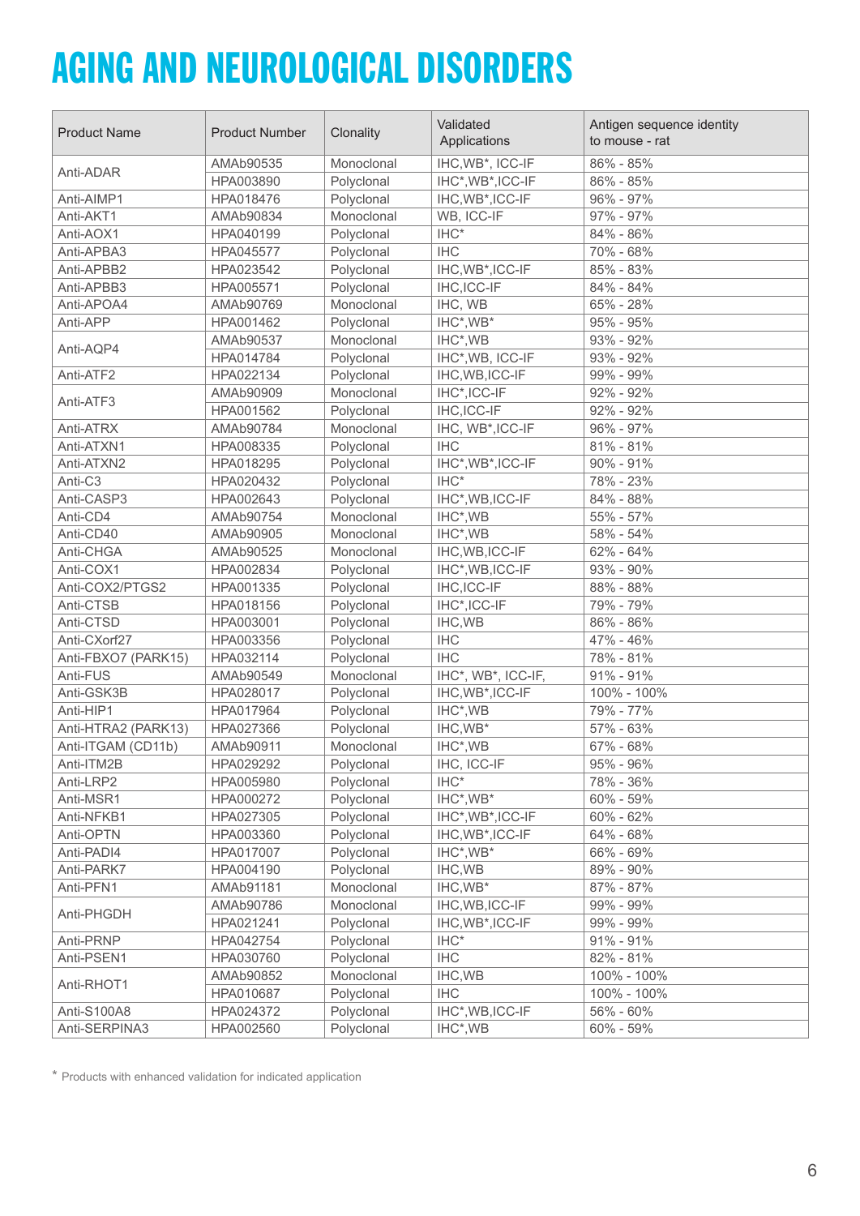# AGING AND NEUROLOGICAL DISORDERS

| Product Name | Product Number | Clonality | Validated Applications | Antigen sequence identity to mouse - rat |
|---|---|---|---|---|
| Anti-ADAR | AMAb90535 | Monoclonal | IHC,WB*, ICC-IF | 86% - 85% |
| | HPA003890 | Polyclonal | IHC*,WB*,ICC-IF | 86% - 85% |
| Anti-AIMP1 | HPA018476 | Polyclonal | IHC,WB*,ICC-IF | 96% - 97% |
| Anti-AKT1 | AMAb90834 | Monoclonal | WB, ICC-IF | 97% - 97% |
| Anti-AOX1 | HPA040199 | Polyclonal | IHC* | 84% - 86% |
| Anti-APBA3 | HPA045577 | Polyclonal | IHC | 70% - 68% |
| Anti-APBB2 | HPA023542 | Polyclonal | IHC,WB*,ICC-IF | 85% - 83% |
| Anti-APBB3 | HPA005571 | Polyclonal | IHC,ICC-IF | 84% - 84% |
| Anti-APOA4 | AMAb90769 | Monoclonal | IHC, WB | 65% - 28% |
| Anti-APP | HPA001462 | Polyclonal | IHC*,WB* | 95% - 95% |
| Anti-AQP4 | AMAb90537 | Monoclonal | IHC*,WB | 93% - 92% |
| | HPA014784 | Polyclonal | IHC*,WB, ICC-IF | 93% - 92% |
| Anti-ATF2 | HPA022134 | Polyclonal | IHC,WB,ICC-IF | 99% - 99% |
| Anti-ATF3 | AMAb90909 | Monoclonal | IHC*,ICC-IF | 92% - 92% |
| | HPA001562 | Polyclonal | IHC,ICC-IF | 92% - 92% |
| Anti-ATRX | AMAb90784 | Monoclonal | IHC, WB*,ICC-IF | 96% - 97% |
| Anti-ATXN1 | HPA008335 | Polyclonal | IHC | 81% - 81% |
| Anti-ATXN2 | HPA018295 | Polyclonal | IHC*,WB*,ICC-IF | 90% - 91% |
| Anti-C3 | HPA020432 | Polyclonal | IHC* | 78% - 23% |
| Anti-CASP3 | HPA002643 | Polyclonal | IHC*,WB,ICC-IF | 84% - 88% |
| Anti-CD4 | AMAb90754 | Monoclonal | IHC*,WB | 55% - 57% |
| Anti-CD40 | AMAb90905 | Monoclonal | IHC*,WB | 58% - 54% |
| Anti-CHGA | AMAb90525 | Monoclonal | IHC,WB,ICC-IF | 62% - 64% |
| Anti-COX1 | HPA002834 | Polyclonal | IHC*,WB,ICC-IF | 93% - 90% |
| Anti-COX2/PTGS2 | HPA001335 | Polyclonal | IHC,ICC-IF | 88% - 88% |
| Anti-CTSB | HPA018156 | Polyclonal | IHC*,ICC-IF | 79% - 79% |
| Anti-CTSD | HPA003001 | Polyclonal | IHC,WB | 86% - 86% |
| Anti-CXorf27 | HPA003356 | Polyclonal | IHC | 47% - 46% |
| Anti-FBXO7 (PARK15) | HPA032114 | Polyclonal | IHC | 78% - 81% |
| Anti-FUS | AMAb90549 | Monoclonal | IHC*, WB*, ICC-IF, | 91% - 91% |
| Anti-GSK3B | HPA028017 | Polyclonal | IHC,WB*,ICC-IF | 100% - 100% |
| Anti-HIP1 | HPA017964 | Polyclonal | IHC*,WB | 79% - 77% |
| Anti-HTRA2 (PARK13) | HPA027366 | Polyclonal | IHC,WB* | 57% - 63% |
| Anti-ITGAM (CD11b) | AMAb90911 | Monoclonal | IHC*,WB | 67% - 68% |
| Anti-ITM2B | HPA029292 | Polyclonal | IHC, ICC-IF | 95% - 96% |
| Anti-LRP2 | HPA005980 | Polyclonal | IHC* | 78% - 36% |
| Anti-MSR1 | HPA000272 | Polyclonal | IHC*,WB* | 60% - 59% |
| Anti-NFKB1 | HPA027305 | Polyclonal | IHC*,WB*,ICC-IF | 60% - 62% |
| Anti-OPTN | HPA003360 | Polyclonal | IHC,WB*,ICC-IF | 64% - 68% |
| Anti-PADI4 | HPA017007 | Polyclonal | IHC*,WB* | 66% - 69% |
| Anti-PARK7 | HPA004190 | Polyclonal | IHC,WB | 89% - 90% |
| Anti-PFN1 | AMAb91181 | Monoclonal | IHC,WB* | 87% - 87% |
| Anti-PHGDH | AMAb90786 | Monoclonal | IHC,WB,ICC-IF | 99% - 99% |
| | HPA021241 | Polyclonal | IHC,WB*,ICC-IF | 99% - 99% |
| Anti-PRNP | HPA042754 | Polyclonal | IHC* | 91% - 91% |
| Anti-PSEN1 | HPA030760 | Polyclonal | IHC | 82% - 81% |
| Anti-RHOT1 | AMAb90852 | Monoclonal | IHC,WB | 100% - 100% |
| | HPA010687 | Polyclonal | IHC | 100% - 100% |
| Anti-S100A8 | HPA024372 | Polyclonal | IHC*,WB,ICC-IF | 56% - 60% |
| Anti-SERPINA3 | HPA002560 | Polyclonal | IHC*,WB | 60% - 59% |

* Products with enhanced validation for indicated application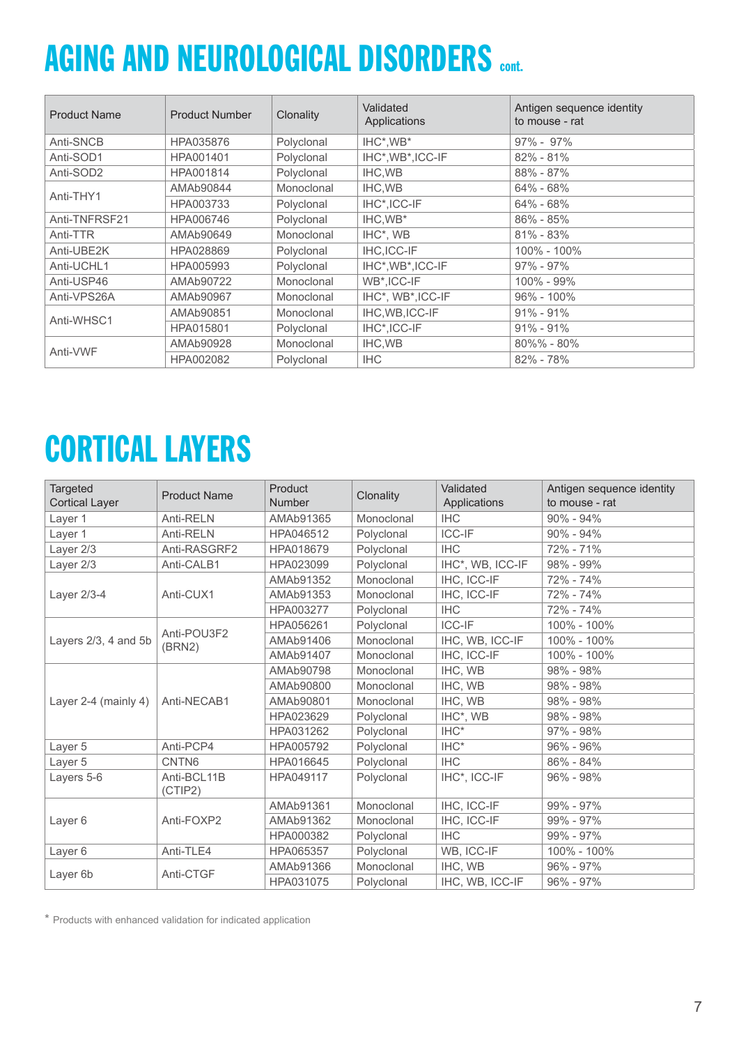# AGING AND NEUROLOGICAL DISORDERS cont.

| Product Name | Product Number | Clonality | Validated Applications | Antigen sequence identity to mouse - rat |
|---|---|---|---|---|
| Anti-SNCB | HPA035876 | Polyclonal | IHC*,WB* | 97% - 97% |
| Anti-SOD1 | HPA001401 | Polyclonal | IHC*,WB*,ICC-IF | 82% - 81% |
| Anti-SOD2 | HPA001814 | Polyclonal | IHC,WB | 88% - 87% |
| Anti-THY1 | AMAb90844 | Monoclonal | IHC,WB | 64% - 68% |
| | HPA003733 | Polyclonal | IHC*,ICC-IF | 64% - 68% |
| Anti-TNFRSF21 | HPA006746 | Polyclonal | IHC,WB* | 86% - 85% |
| Anti-TTR | AMAb90649 | Monoclonal | IHC*, WB | 81% - 83% |
| Anti-UBE2K | HPA028869 | Polyclonal | IHC,ICC-IF | 100% - 100% |
| Anti-UCHL1 | HPA005993 | Polyclonal | IHC*,WB*,ICC-IF | 97% - 97% |
| Anti-USP46 | AMAb90722 | Monoclonal | WB*,ICC-IF | 100% - 99% |
| Anti-VPS26A | AMAb90967 | Monoclonal | IHC*, WB*,ICC-IF | 96% - 100% |
| Anti-WHSC1 | AMAb90851 | Monoclonal | IHC,WB,ICC-IF | 91% - 91% |
| | HPA015801 | Polyclonal | IHC*,ICC-IF | 91% - 91% |
| Anti-VWF | AMAb90928 | Monoclonal | IHC,WB | 80%% - 80% |
| | HPA002082 | Polyclonal | IHC | 82% - 78% |

# CORTICAL LAYERS

| Targeted Cortical Layer | Product Name | Product Number | Clonality | Validated Applications | Antigen sequence identity to mouse - rat |
|---|---|---|---|---|---|
| Layer 1 | Anti-RELN | AMAb91365 | Monoclonal | IHC | 90% - 94% |
| Layer 1 | Anti-RELN | HPA046512 | Polyclonal | ICC-IF | 90% - 94% |
| Layer 2/3 | Anti-RASGRF2 | HPA018679 | Polyclonal | IHC | 72% - 71% |
| Layer 2/3 | Anti-CALB1 | HPA023099 | Polyclonal | IHC*, WB, ICC-IF | 98% - 99% |
| Layer 2/3-4 | Anti-CUX1 | AMAb91352 | Monoclonal | IHC, ICC-IF | 72% - 74% |
| | | AMAb91353 | Monoclonal | IHC, ICC-IF | 72% - 74% |
| | | HPA003277 | Polyclonal | IHC | 72% - 74% |
| Layers 2/3, 4 and 5b | Anti-POU3F2 (BRN2) | HPA056261 | Polyclonal | ICC-IF | 100% - 100% |
| | | AMAb91406 | Monoclonal | IHC, WB, ICC-IF | 100% - 100% |
| | | AMAb91407 | Monoclonal | IHC, ICC-IF | 100% - 100% |
| Layer 2-4 (mainly 4) | Anti-NECAB1 | AMAb90798 | Monoclonal | IHC, WB | 98% - 98% |
| | | AMAb90800 | Monoclonal | IHC, WB | 98% - 98% |
| | | AMAb90801 | Monoclonal | IHC, WB | 98% - 98% |
| | | HPA023629 | Polyclonal | IHC*, WB | 98% - 98% |
| | | HPA031262 | Polyclonal | IHC* | 97% - 98% |
| Layer 5 | Anti-PCP4 | HPA005792 | Polyclonal | IHC* | 96% - 96% |
| Layer 5 | CNTN6 | HPA016645 | Polyclonal | IHC | 86% - 84% |
| Layers 5-6 | Anti-BCL11B (CTIP2) | HPA049117 | Polyclonal | IHC*, ICC-IF | 96% - 98% |
| Layer 6 | Anti-FOXP2 | AMAb91361 | Monoclonal | IHC, ICC-IF | 99% - 97% |
| | | AMAb91362 | Monoclonal | IHC, ICC-IF | 99% - 97% |
| | | HPA000382 | Polyclonal | IHC | 99% - 97% |
| Layer 6 | Anti-TLE4 | HPA065357 | Polyclonal | WB, ICC-IF | 100% - 100% |
| Layer 6b | Anti-CTGF | AMAb91366 | Monoclonal | IHC, WB | 96% - 97% |
| | | HPA031075 | Polyclonal | IHC, WB, ICC-IF | 96% - 97% |

* Products with enhanced validation for indicated application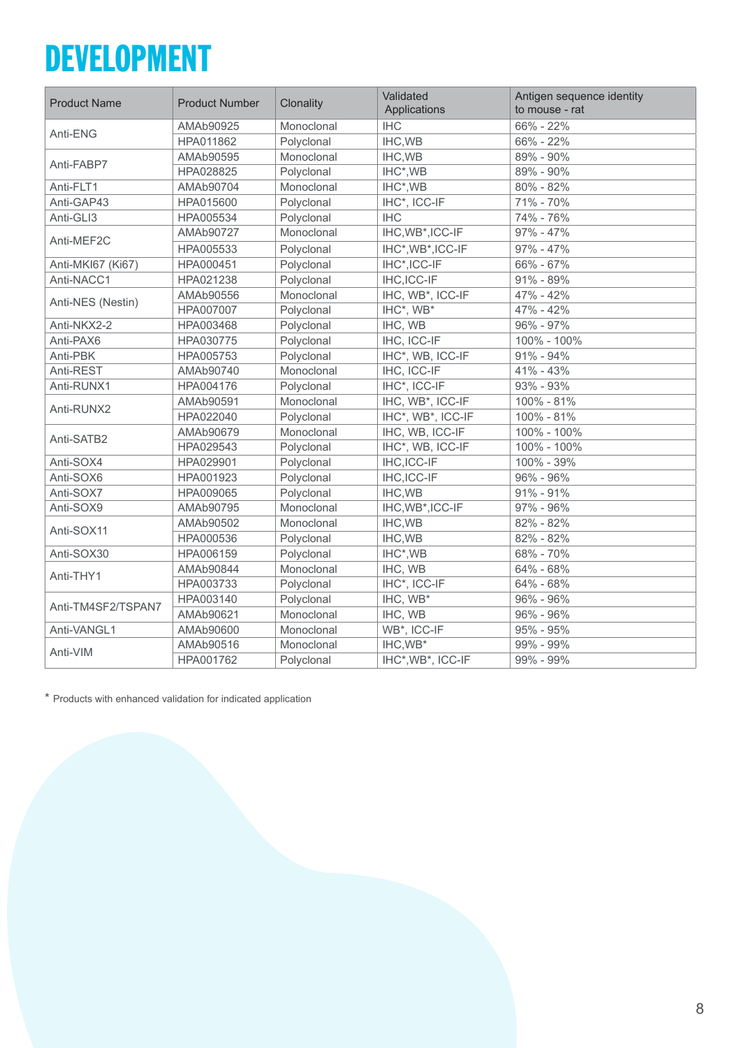# DEVELOPMENT

| Product Name | Product Number | Clonality | Validated Applications | Antigen sequence identity to mouse - rat |
|---|---|---|---|---|
| Anti-ENG | AMAb90925 | Monoclonal | IHC | 66% - 22% |
| | HPA011862 | Polyclonal | IHC,WB | 66% - 22% |
| Anti-FABP7 | AMAb90595 | Monoclonal | IHC,WB | 89% - 90% |
| | HPA028825 | Polyclonal | IHC*,WB | 89% - 90% |
| Anti-FLT1 | AMAb90704 | Monoclonal | IHC*,WB | 80% - 82% |
| Anti-GAP43 | HPA015600 | Polyclonal | IHC*, ICC-IF | 71% - 70% |
| Anti-GLI3 | HPA005534 | Polyclonal | IHC | 74% - 76% |
| Anti-MEF2C | AMAb90727 | Monoclonal | IHC,WB*,ICC-IF | 97% - 47% |
| | HPA005533 | Polyclonal | IHC*,WB*,ICC-IF | 97% - 47% |
| Anti-MKI67 (Ki67) | HPA000451 | Polyclonal | IHC*,ICC-IF | 66% - 67% |
| Anti-NACC1 | HPA021238 | Polyclonal | IHC,ICC-IF | 91% - 89% |
| Anti-NES (Nestin) | AMAb90556 | Monoclonal | IHC, WB*, ICC-IF | 47% - 42% |
| | HPA007007 | Polyclonal | IHC*, WB* | 47% - 42% |
| Anti-NKX2-2 | HPA003468 | Polyclonal | IHC, WB | 96% - 97% |
| Anti-PAX6 | HPA030775 | Polyclonal | IHC, ICC-IF | 100% - 100% |
| Anti-PBK | HPA005753 | Polyclonal | IHC*, WB, ICC-IF | 91% - 94% |
| Anti-REST | AMAb90740 | Monoclonal | IHC, ICC-IF | 41% - 43% |
| Anti-RUNX1 | HPA004176 | Polyclonal | IHC*, ICC-IF | 93% - 93% |
| Anti-RUNX2 | AMAb90591 | Monoclonal | IHC, WB*, ICC-IF | 100% - 81% |
| | HPA022040 | Polyclonal | IHC*, WB*, ICC-IF | 100% - 81% |
| Anti-SATB2 | AMAb90679 | Monoclonal | IHC, WB, ICC-IF | 100% - 100% |
| | HPA029543 | Polyclonal | IHC*, WB, ICC-IF | 100% - 100% |
| Anti-SOX4 | HPA029901 | Polyclonal | IHC,ICC-IF | 100% - 39% |
| Anti-SOX6 | HPA001923 | Polyclonal | IHC,ICC-IF | 96% - 96% |
| Anti-SOX7 | HPA009065 | Polyclonal | IHC,WB | 91% - 91% |
| Anti-SOX9 | AMAb90795 | Monoclonal | IHC,WB*,ICC-IF | 97% - 96% |
| Anti-SOX11 | AMAb90502 | Monoclonal | IHC,WB | 82% - 82% |
| | HPA000536 | Polyclonal | IHC,WB | 82% - 82% |
| Anti-SOX30 | HPA006159 | Polyclonal | IHC*,WB | 68% - 70% |
| Anti-THY1 | AMAb90844 | Monoclonal | IHC, WB | 64% - 68% |
| | HPA003733 | Polyclonal | IHC*, ICC-IF | 64% - 68% |
| Anti-TM4SF2/TSPAN7 | HPA003140 | Polyclonal | IHC, WB* | 96% - 96% |
| | AMAb90621 | Monoclonal | IHC, WB | 96% - 96% |
| Anti-VANGL1 | AMAb90600 | Monoclonal | WB*, ICC-IF | 95% - 95% |
| Anti-VIM | AMAb90516 | Monoclonal | IHC,WB* | 99% - 99% |
| | HPA001762 | Polyclonal | IHC*,WB*, ICC-IF | 99% - 99% |

* Products with enhanced validation for indicated application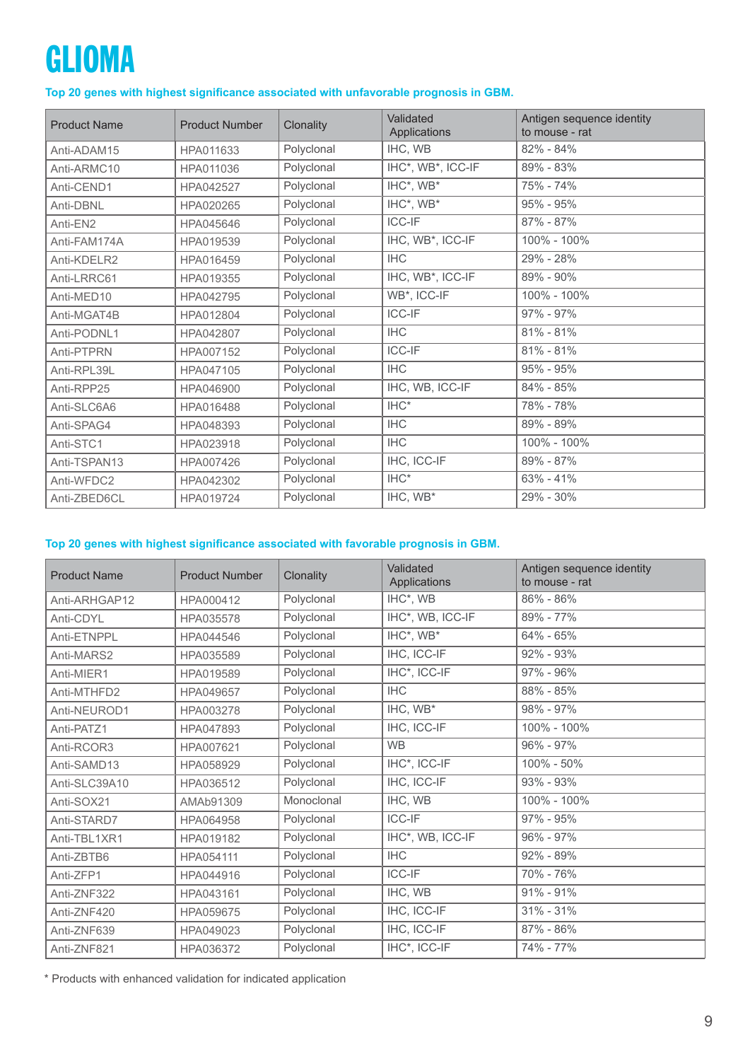# GLIOMA

**Top 20 genes with highest significance associated with unfavorable prognosis in GBM.**

| Product Name | Product Number | Clonality | Validated Applications | Antigen sequence identity to mouse - rat |
|---|---|---|---|---|
| Anti-ADAM15 | HPA011633 | Polyclonal | IHC, WB | 82% - 84% |
| Anti-ARMC10 | HPA011036 | Polyclonal | IHC*, WB*, ICC-IF | 89% - 83% |
| Anti-CEND1 | HPA042527 | Polyclonal | IHC*, WB* | 75% - 74% |
| Anti-DBNL | HPA020265 | Polyclonal | IHC*, WB* | 95% - 95% |
| Anti-EN2 | HPA045646 | Polyclonal | ICC-IF | 87% - 87% |
| Anti-FAM174A | HPA019539 | Polyclonal | IHC, WB*, ICC-IF | 100% - 100% |
| Anti-KDELR2 | HPA016459 | Polyclonal | IHC | 29% - 28% |
| Anti-LRRC61 | HPA019355 | Polyclonal | IHC, WB*, ICC-IF | 89% - 90% |
| Anti-MED10 | HPA042795 | Polyclonal | WB*, ICC-IF | 100% - 100% |
| Anti-MGAT4B | HPA012804 | Polyclonal | ICC-IF | 97% - 97% |
| Anti-PODNL1 | HPA042807 | Polyclonal | IHC | 81% - 81% |
| Anti-PTPRN | HPA007152 | Polyclonal | ICC-IF | 81% - 81% |
| Anti-RPL39L | HPA047105 | Polyclonal | IHC | 95% - 95% |
| Anti-RPP25 | HPA046900 | Polyclonal | IHC, WB, ICC-IF | 84% - 85% |
| Anti-SLC6A6 | HPA016488 | Polyclonal | IHC* | 78% - 78% |
| Anti-SPAG4 | HPA048393 | Polyclonal | IHC | 89% - 89% |
| Anti-STC1 | HPA023918 | Polyclonal | IHC | 100% - 100% |
| Anti-TSPAN13 | HPA007426 | Polyclonal | IHC, ICC-IF | 89% - 87% |
| Anti-WFDC2 | HPA042302 | Polyclonal | IHC* | 63% - 41% |
| Anti-ZBED6CL | HPA019724 | Polyclonal | IHC, WB* | 29% - 30% |

**Top 20 genes with highest significance associated with favorable prognosis in GBM.**

| Product Name | Product Number | Clonality | Validated Applications | Antigen sequence identity to mouse - rat |
|---|---|---|---|---|
| Anti-ARHGAP12 | HPA000412 | Polyclonal | IHC*, WB | 86% - 86% |
| Anti-CDYL | HPA035578 | Polyclonal | IHC*, WB, ICC-IF | 89% - 77% |
| Anti-ETNPPL | HPA044546 | Polyclonal | IHC*, WB* | 64% - 65% |
| Anti-MARS2 | HPA035589 | Polyclonal | IHC, ICC-IF | 92% - 93% |
| Anti-MIER1 | HPA019589 | Polyclonal | IHC*, ICC-IF | 97% - 96% |
| Anti-MTHFD2 | HPA049657 | Polyclonal | IHC | 88% - 85% |
| Anti-NEUROD1 | HPA003278 | Polyclonal | IHC, WB* | 98% - 97% |
| Anti-PATZ1 | HPA047893 | Polyclonal | IHC, ICC-IF | 100% - 100% |
| Anti-RCOR3 | HPA007621 | Polyclonal | WB | 96% - 97% |
| Anti-SAMD13 | HPA058929 | Polyclonal | IHC*, ICC-IF | 100% - 50% |
| Anti-SLC39A10 | HPA036512 | Polyclonal | IHC, ICC-IF | 93% - 93% |
| Anti-SOX21 | AMAb91309 | Monoclonal | IHC, WB | 100% - 100% |
| Anti-STARD7 | HPA064958 | Polyclonal | ICC-IF | 97% - 95% |
| Anti-TBL1XR1 | HPA019182 | Polyclonal | IHC*, WB, ICC-IF | 96% - 97% |
| Anti-ZBTB6 | HPA054111 | Polyclonal | IHC | 92% - 89% |
| Anti-ZFP1 | HPA044916 | Polyclonal | ICC-IF | 70% - 76% |
| Anti-ZNF322 | HPA043161 | Polyclonal | IHC, WB | 91% - 91% |
| Anti-ZNF420 | HPA059675 | Polyclonal | IHC, ICC-IF | 31% - 31% |
| Anti-ZNF639 | HPA049023 | Polyclonal | IHC, ICC-IF | 87% - 86% |
| Anti-ZNF821 | HPA036372 | Polyclonal | IHC*, ICC-IF | 74% - 77% |

* Products with enhanced validation for indicated application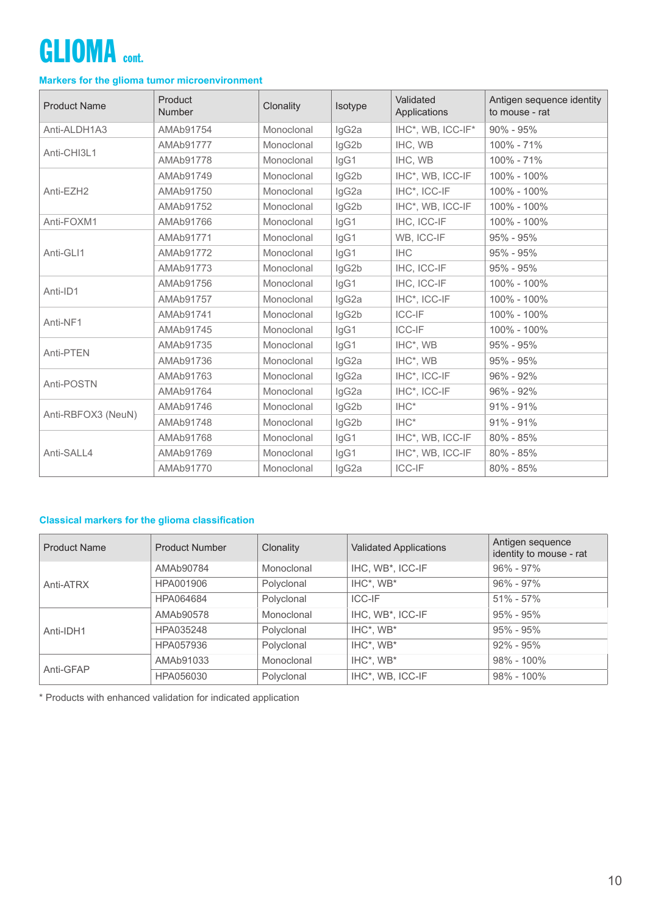# GLIOMA cont.

### Markers for the glioma tumor microenvironment

| Product Name | Product Number | Clonality | Isotype | Validated Applications | Antigen sequence identity to mouse - rat |
|---|---|---|---|---|---|
| Anti-ALDH1A3 | AMAb91754 | Monoclonal | IgG2a | IHC*, WB, ICC-IF* | 90% - 95% |
| Anti-CHI3L1 | AMAb91777 | Monoclonal | IgG2b | IHC, WB | 100% - 71% |
| | AMAb91778 | Monoclonal | IgG1 | IHC, WB | 100% - 71% |
| Anti-EZH2 | AMAb91749 | Monoclonal | IgG2b | IHC*, WB, ICC-IF | 100% - 100% |
| | AMAb91750 | Monoclonal | IgG2a | IHC*, ICC-IF | 100% - 100% |
| | AMAb91752 | Monoclonal | IgG2b | IHC*, WB, ICC-IF | 100% - 100% |
| Anti-FOXM1 | AMAb91766 | Monoclonal | IgG1 | IHC, ICC-IF | 100% - 100% |
| Anti-GLI1 | AMAb91771 | Monoclonal | IgG1 | WB, ICC-IF | 95% - 95% |
| | AMAb91772 | Monoclonal | IgG1 | IHC | 95% - 95% |
| | AMAb91773 | Monoclonal | IgG2b | IHC, ICC-IF | 95% - 95% |
| Anti-ID1 | AMAb91756 | Monoclonal | IgG1 | IHC, ICC-IF | 100% - 100% |
| | AMAb91757 | Monoclonal | IgG2a | IHC*, ICC-IF | 100% - 100% |
| Anti-NF1 | AMAb91741 | Monoclonal | IgG2b | ICC-IF | 100% - 100% |
| | AMAb91745 | Monoclonal | IgG1 | ICC-IF | 100% - 100% |
| Anti-PTEN | AMAb91735 | Monoclonal | IgG1 | IHC*, WB | 95% - 95% |
| | AMAb91736 | Monoclonal | IgG2a | IHC*, WB | 95% - 95% |
| Anti-POSTN | AMAb91763 | Monoclonal | IgG2a | IHC*, ICC-IF | 96% - 92% |
| | AMAb91764 | Monoclonal | IgG2a | IHC*, ICC-IF | 96% - 92% |
| Anti-RBFOX3 (NeuN) | AMAb91746 | Monoclonal | IgG2b | IHC* | 91% - 91% |
| | AMAb91748 | Monoclonal | IgG2b | IHC* | 91% - 91% |
| Anti-SALL4 | AMAb91768 | Monoclonal | IgG1 | IHC*, WB, ICC-IF | 80% - 85% |
| | AMAb91769 | Monoclonal | IgG1 | IHC*, WB, ICC-IF | 80% - 85% |
| | AMAb91770 | Monoclonal | IgG2a | ICC-IF | 80% - 85% |

### Classical markers for the glioma classification

| Product Name | Product Number | Clonality | Validated Applications | Antigen sequence identity to mouse - rat |
|---|---|---|---|---|
| Anti-ATRX | AMAb90784 | Monoclonal | IHC, WB*, ICC-IF | 96% - 97% |
| | HPA001906 | Polyclonal | IHC*, WB* | 96% - 97% |
| | HPA064684 | Polyclonal | ICC-IF | 51% - 57% |
| Anti-IDH1 | AMAb90578 | Monoclonal | IHC, WB*, ICC-IF | 95% - 95% |
| | HPA035248 | Polyclonal | IHC*, WB* | 95% - 95% |
| | HPA057936 | Polyclonal | IHC*, WB* | 92% - 95% |
| Anti-GFAP | AMAb91033 | Monoclonal | IHC*, WB* | 98% - 100% |
| | HPA056030 | Polyclonal | IHC*, WB, ICC-IF | 98% - 100% |

* Products with enhanced validation for indicated application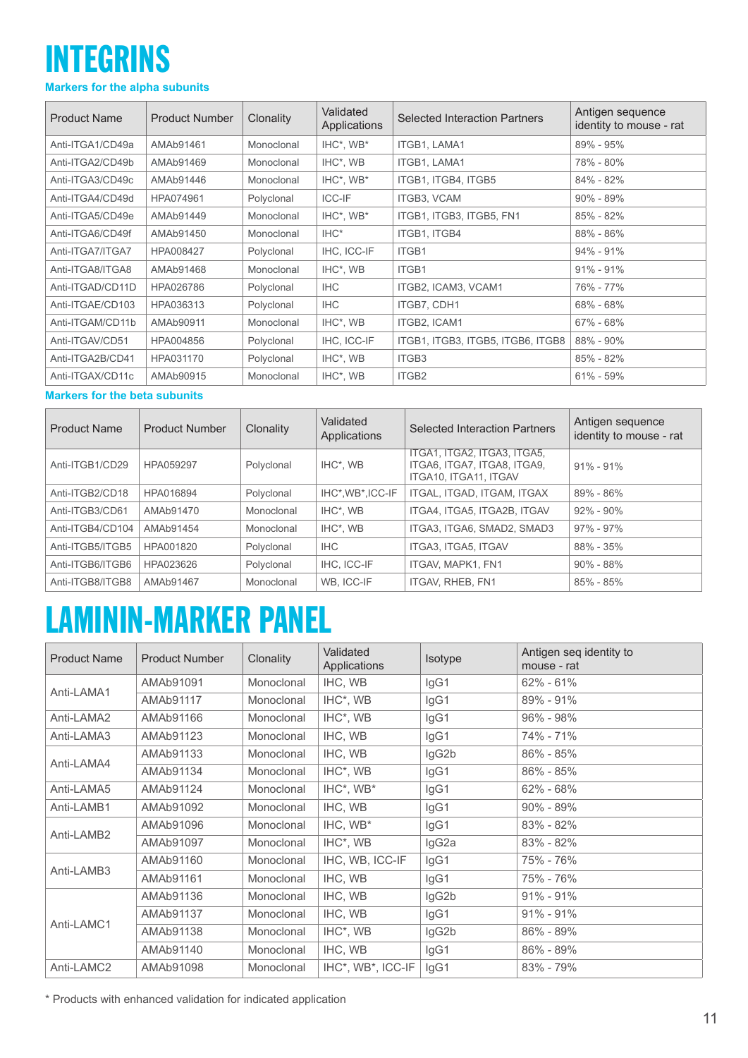# INTEGRINS

### Markers for the alpha subunits

| Product Name | Product Number | Clonality | Validated Applications | Selected Interaction Partners | Antigen sequence identity to mouse - rat |
|---|---|---|---|---|---|
| Anti-ITGA1/CD49a | AMAb91461 | Monoclonal | IHC*, WB* | ITGB1, LAMA1 | 89% - 95% |
| Anti-ITGA2/CD49b | AMAb91469 | Monoclonal | IHC*, WB | ITGB1, LAMA1 | 78% - 80% |
| Anti-ITGA3/CD49c | AMAb91446 | Monoclonal | IHC*, WB* | ITGB1, ITGB4, ITGB5 | 84% - 82% |
| Anti-ITGA4/CD49d | HPA074961 | Polyclonal | ICC-IF | ITGB3, VCAM | 90% - 89% |
| Anti-ITGA5/CD49e | AMAb91449 | Monoclonal | IHC*, WB* | ITGB1, ITGB3, ITGB5, FN1 | 85% - 82% |
| Anti-ITGA6/CD49f | AMAb91450 | Monoclonal | IHC* | ITGB1, ITGB4 | 88% - 86% |
| Anti-ITGA7/ITGA7 | HPA008427 | Polyclonal | IHC, ICC-IF | ITGB1 | 94% - 91% |
| Anti-ITGA8/ITGA8 | AMAb91468 | Monoclonal | IHC*, WB | ITGB1 | 91% - 91% |
| Anti-ITGAD/CD11D | HPA026786 | Polyclonal | IHC | ITGB2, ICAM3, VCAM1 | 76% - 77% |
| Anti-ITGAE/CD103 | HPA036313 | Polyclonal | IHC | ITGB7, CDH1 | 68% - 68% |
| Anti-ITGAM/CD11b | AMAb90911 | Monoclonal | IHC*, WB | ITGB2, ICAM1 | 67% - 68% |
| Anti-ITGAV/CD51 | HPA004856 | Polyclonal | IHC, ICC-IF | ITGB1, ITGB3, ITGB5, ITGB6, ITGB8 | 88% - 90% |
| Anti-ITGA2B/CD41 | HPA031170 | Polyclonal | IHC*, WB | ITGB3 | 85% - 82% |
| Anti-ITGAX/CD11c | AMAb90915 | Monoclonal | IHC*, WB | ITGB2 | 61% - 59% |

### Markers for the beta subunits

| Product Name | Product Number | Clonality | Validated Applications | Selected Interaction Partners | Antigen sequence identity to mouse - rat |
|---|---|---|---|---|---|
| Anti-ITGB1/CD29 | HPA059297 | Polyclonal | IHC*, WB | ITGA1, ITGA2, ITGA3, ITGA5, ITGA6, ITGA7, ITGA8, ITGA9, ITGA10, ITGA11, ITGAV | 91% - 91% |
| Anti-ITGB2/CD18 | HPA016894 | Polyclonal | IHC*,WB*,ICC-IF | ITGAL, ITGAD, ITGAM, ITGAX | 89% - 86% |
| Anti-ITGB3/CD61 | AMAb91470 | Monoclonal | IHC*, WB | ITGA4, ITGA5, ITGA2B, ITGAV | 92% - 90% |
| Anti-ITGB4/CD104 | AMAb91454 | Monoclonal | IHC*, WB | ITGA3, ITGA6, SMAD2, SMAD3 | 97% - 97% |
| Anti-ITGB5/ITGB5 | HPA001820 | Polyclonal | IHC | ITGA3, ITGA5, ITGAV | 88% - 35% |
| Anti-ITGB6/ITGB6 | HPA023626 | Polyclonal | IHC, ICC-IF | ITGAV, MAPK1, FN1 | 90% - 88% |
| Anti-ITGB8/ITGB8 | AMAb91467 | Monoclonal | WB, ICC-IF | ITGAV, RHEB, FN1 | 85% - 85% |

# LAMININ-MARKER PANEL

| Product Name | Product Number | Clonality | Validated Applications | Isotype | Antigen seq identity to mouse - rat |
|---|---|---|---|---|---|
| Anti-LAMA1 | AMAb91091 | Monoclonal | IHC, WB | IgG1 | 62% - 61% |
| | AMAb91117 | Monoclonal | IHC*, WB | IgG1 | 89% - 91% |
| Anti-LAMA2 | AMAb91166 | Monoclonal | IHC*, WB | IgG1 | 96% - 98% |
| Anti-LAMA3 | AMAb91123 | Monoclonal | IHC, WB | IgG1 | 74% - 71% |
| Anti-LAMA4 | AMAb91133 | Monoclonal | IHC, WB | IgG2b | 86% - 85% |
| | AMAb91134 | Monoclonal | IHC*, WB | IgG1 | 86% - 85% |
| Anti-LAMA5 | AMAb91124 | Monoclonal | IHC*, WB* | IgG1 | 62% - 68% |
| Anti-LAMB1 | AMAb91092 | Monoclonal | IHC, WB | IgG1 | 90% - 89% |
| Anti-LAMB2 | AMAb91096 | Monoclonal | IHC, WB* | IgG1 | 83% - 82% |
| | AMAb91097 | Monoclonal | IHC*, WB | IgG2a | 83% - 82% |
| Anti-LAMB3 | AMAb91160 | Monoclonal | IHC, WB, ICC-IF | IgG1 | 75% - 76% |
| | AMAb91161 | Monoclonal | IHC, WB | IgG1 | 75% - 76% |
| Anti-LAMC1 | AMAb91136 | Monoclonal | IHC, WB | IgG2b | 91% - 91% |
| | AMAb91137 | Monoclonal | IHC, WB | IgG1 | 91% - 91% |
| | AMAb91138 | Monoclonal | IHC*, WB | IgG2b | 86% - 89% |
| | AMAb91140 | Monoclonal | IHC, WB | IgG1 | 86% - 89% |
| Anti-LAMC2 | AMAb91098 | Monoclonal | IHC*, WB*, ICC-IF | IgG1 | 83% - 79% |

* Products with enhanced validation for indicated application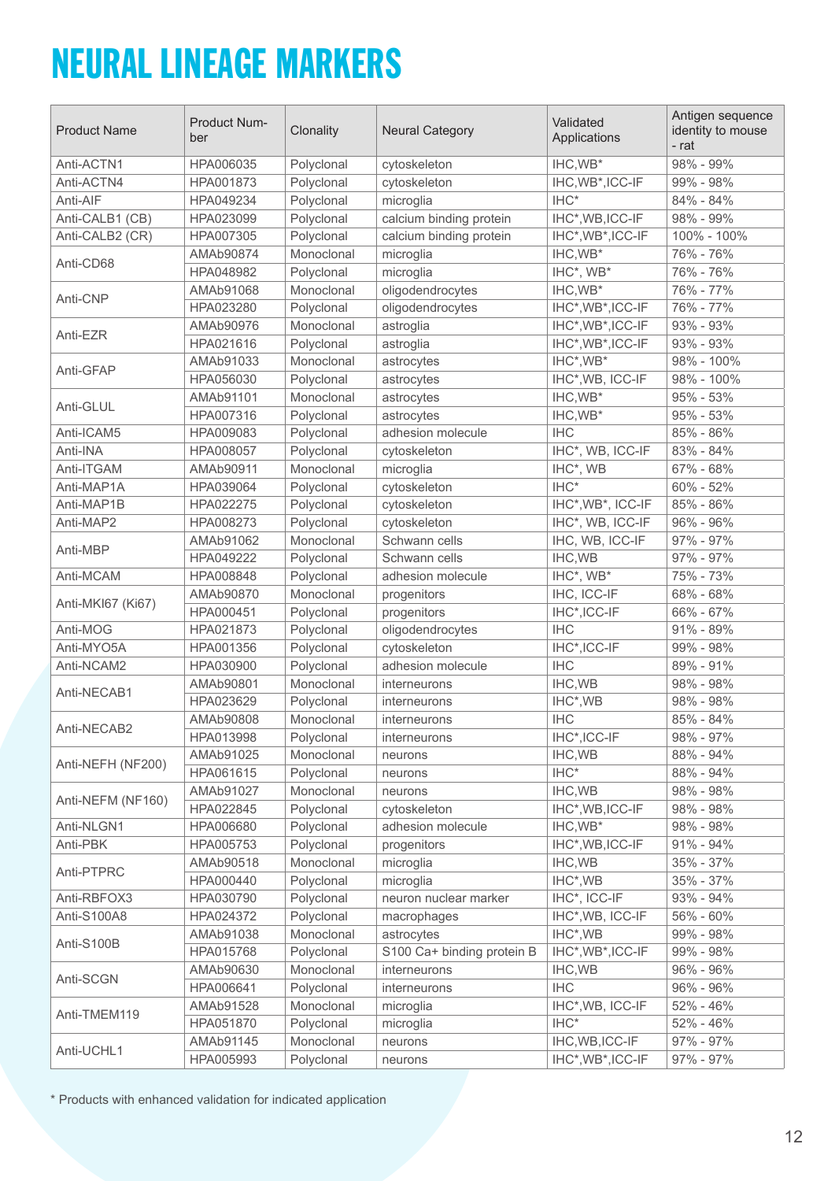# NEURAL LINEAGE MARKERS

| Product Name | Product Number | Clonality | Neural Category | Validated Applications | Antigen sequence identity to mouse - rat |
|---|---|---|---|---|---|
| Anti-ACTN1 | HPA006035 | Polyclonal | cytoskeleton | IHC,WB* | 98% - 99% |
| Anti-ACTN4 | HPA001873 | Polyclonal | cytoskeleton | IHC,WB*,ICC-IF | 99% - 98% |
| Anti-AIF | HPA049234 | Polyclonal | microglia | IHC* | 84% - 84% |
| Anti-CALB1 (CB) | HPA023099 | Polyclonal | calcium binding protein | IHC*,WB,ICC-IF | 98% - 99% |
| Anti-CALB2 (CR) | HPA007305 | Polyclonal | calcium binding protein | IHC*,WB*,ICC-IF | 100% - 100% |
| Anti-CD68 | AMAb90874 | Monoclonal | microglia | IHC,WB* | 76% - 76% |
| | HPA048982 | Polyclonal | microglia | IHC*, WB* | 76% - 76% |
| Anti-CNP | AMAb91068 | Monoclonal | oligodendrocytes | IHC,WB* | 76% - 77% |
| | HPA023280 | Polyclonal | oligodendrocytes | IHC*,WB*,ICC-IF | 76% - 77% |
| Anti-EZR | AMAb90976 | Monoclonal | astroglia | IHC*,WB*,ICC-IF | 93% - 93% |
| | HPA021616 | Polyclonal | astroglia | IHC*,WB*,ICC-IF | 93% - 93% |
| Anti-GFAP | AMAb91033 | Monoclonal | astrocytes | IHC*,WB* | 98% - 100% |
| | HPA056030 | Polyclonal | astrocytes | IHC*,WB, ICC-IF | 98% - 100% |
| Anti-GLUL | AMAb91101 | Monoclonal | astrocytes | IHC,WB* | 95% - 53% |
| | HPA007316 | Polyclonal | astrocytes | IHC,WB* | 95% - 53% |
| Anti-ICAM5 | HPA009083 | Polyclonal | adhesion molecule | IHC | 85% - 86% |
| Anti-INA | HPA008057 | Polyclonal | cytoskeleton | IHC*, WB, ICC-IF | 83% - 84% |
| Anti-ITGAM | AMAb90911 | Monoclonal | microglia | IHC*, WB | 67% - 68% |
| Anti-MAP1A | HPA039064 | Polyclonal | cytoskeleton | IHC* | 60% - 52% |
| Anti-MAP1B | HPA022275 | Polyclonal | cytoskeleton | IHC*,WB*, ICC-IF | 85% - 86% |
| Anti-MAP2 | HPA008273 | Polyclonal | cytoskeleton | IHC*, WB, ICC-IF | 96% - 96% |
| Anti-MBP | AMAb91062 | Monoclonal | Schwann cells | IHC, WB, ICC-IF | 97% - 97% |
| | HPA049222 | Polyclonal | Schwann cells | IHC,WB | 97% - 97% |
| Anti-MCAM | HPA008848 | Polyclonal | adhesion molecule | IHC*, WB* | 75% - 73% |
| Anti-MKI67 (Ki67) | AMAb90870 | Monoclonal | progenitors | IHC, ICC-IF | 68% - 68% |
| | HPA000451 | Polyclonal | progenitors | IHC*,ICC-IF | 66% - 67% |
| Anti-MOG | HPA021873 | Polyclonal | oligodendrocytes | IHC | 91% - 89% |
| Anti-MYO5A | HPA001356 | Polyclonal | cytoskeleton | IHC*,ICC-IF | 99% - 98% |
| Anti-NCAM2 | HPA030900 | Polyclonal | adhesion molecule | IHC | 89% - 91% |
| Anti-NECAB1 | AMAb90801 | Monoclonal | interneurons | IHC,WB | 98% - 98% |
| | HPA023629 | Polyclonal | interneurons | IHC*,WB | 98% - 98% |
| Anti-NECAB2 | AMAb90808 | Monoclonal | interneurons | IHC | 85% - 84% |
| | HPA013998 | Polyclonal | interneurons | IHC*,ICC-IF | 98% - 97% |
| Anti-NEFH (NF200) | AMAb91025 | Monoclonal | neurons | IHC,WB | 88% - 94% |
| | HPA061615 | Polyclonal | neurons | IHC* | 88% - 94% |
| Anti-NEFM (NF160) | AMAb91027 | Monoclonal | neurons | IHC,WB | 98% - 98% |
| | HPA022845 | Polyclonal | cytoskeleton | IHC*,WB,ICC-IF | 98% - 98% |
| Anti-NLGN1 | HPA006680 | Polyclonal | adhesion molecule | IHC,WB* | 98% - 98% |
| Anti-PBK | HPA005753 | Polyclonal | progenitors | IHC*,WB,ICC-IF | 91% - 94% |
| Anti-PTPRC | AMAb90518 | Monoclonal | microglia | IHC,WB | 35% - 37% |
| | HPA000440 | Polyclonal | microglia | IHC*,WB | 35% - 37% |
| Anti-RBFOX3 | HPA030790 | Polyclonal | neuron nuclear marker | IHC*, ICC-IF | 93% - 94% |
| Anti-S100A8 | HPA024372 | Polyclonal | macrophages | IHC*,WB, ICC-IF | 56% - 60% |
| Anti-S100B | AMAb91038 | Monoclonal | astrocytes | IHC*,WB | 99% - 98% |
| | HPA015768 | Polyclonal | S100 Ca+ binding protein B | IHC*,WB*,ICC-IF | 99% - 98% |
| Anti-SCGN | AMAb90630 | Monoclonal | interneurons | IHC,WB | 96% - 96% |
| | HPA006641 | Polyclonal | interneurons | IHC | 96% - 96% |
| Anti-TMEM119 | AMAb91528 | Monoclonal | microglia | IHC*,WB, ICC-IF | 52% - 46% |
| | HPA051870 | Polyclonal | microglia | IHC* | 52% - 46% |
| Anti-UCHL1 | AMAb91145 | Monoclonal | neurons | IHC,WB,ICC-IF | 97% - 97% |
| | HPA005993 | Polyclonal | neurons | IHC*,WB*,ICC-IF | 97% - 97% |

* Products with enhanced validation for indicated application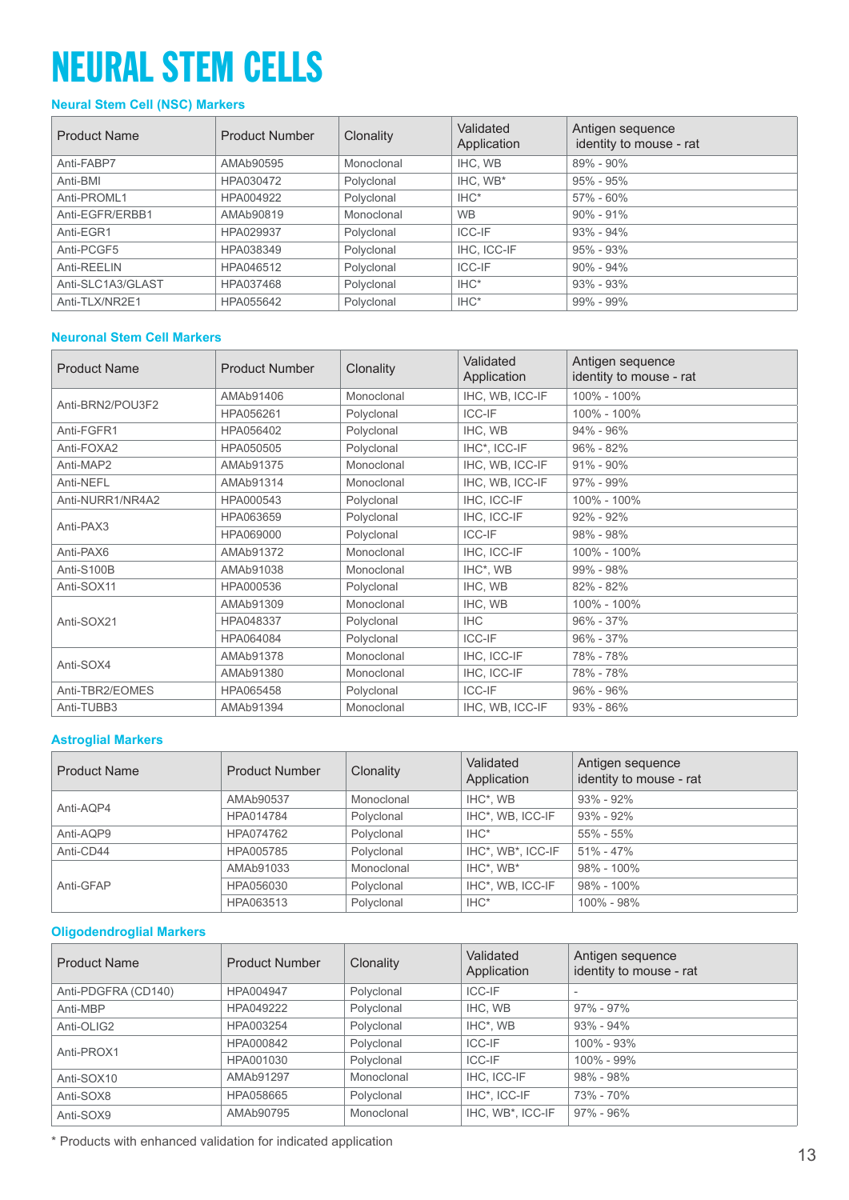# NEURAL STEM CELLS

## Neural Stem Cell (NSC) Markers

| Product Name | Product Number | Clonality | Validated Application | Antigen sequence identity to mouse - rat |
|---|---|---|---|---|
| Anti-FABP7 | AMAb90595 | Monoclonal | IHC, WB | 89% - 90% |
| Anti-BMI | HPA030472 | Polyclonal | IHC, WB* | 95% - 95% |
| Anti-PROML1 | HPA004922 | Polyclonal | IHC* | 57% - 60% |
| Anti-EGFR/ERBB1 | AMAb90819 | Monoclonal | WB | 90% - 91% |
| Anti-EGR1 | HPA029937 | Polyclonal | ICC-IF | 93% - 94% |
| Anti-PCGF5 | HPA038349 | Polyclonal | IHC, ICC-IF | 95% - 93% |
| Anti-REELIN | HPA046512 | Polyclonal | ICC-IF | 90% - 94% |
| Anti-SLC1A3/GLAST | HPA037468 | Polyclonal | IHC* | 93% - 93% |
| Anti-TLX/NR2E1 | HPA055642 | Polyclonal | IHC* | 99% - 99% |

## Neuronal Stem Cell Markers

| Product Name | Product Number | Clonality | Validated Application | Antigen sequence identity to mouse - rat |
|---|---|---|---|---|
| Anti-BRN2/POU3F2 | AMAb91406 | Monoclonal | IHC, WB, ICC-IF | 100% - 100% |
| | HPA056261 | Polyclonal | ICC-IF | 100% - 100% |
| Anti-FGFR1 | HPA056402 | Polyclonal | IHC, WB | 94% - 96% |
| Anti-FOXA2 | HPA050505 | Polyclonal | IHC*, ICC-IF | 96% - 82% |
| Anti-MAP2 | AMAb91375 | Monoclonal | IHC, WB, ICC-IF | 91% - 90% |
| Anti-NEFL | AMAb91314 | Monoclonal | IHC, WB, ICC-IF | 97% - 99% |
| Anti-NURR1/NR4A2 | HPA000543 | Polyclonal | IHC, ICC-IF | 100% - 100% |
| Anti-PAX3 | HPA063659 | Polyclonal | IHC, ICC-IF | 92% - 92% |
| | HPA069000 | Polyclonal | ICC-IF | 98% - 98% |
| Anti-PAX6 | AMAb91372 | Monoclonal | IHC, ICC-IF | 100% - 100% |
| Anti-S100B | AMAb91038 | Monoclonal | IHC*, WB | 99% - 98% |
| Anti-SOX11 | HPA000536 | Polyclonal | IHC, WB | 82% - 82% |
| Anti-SOX21 | AMAb91309 | Monoclonal | IHC, WB | 100% - 100% |
| | HPA048337 | Polyclonal | IHC | 96% - 37% |
| | HPA064084 | Polyclonal | ICC-IF | 96% - 37% |
| Anti-SOX4 | AMAb91378 | Monoclonal | IHC, ICC-IF | 78% - 78% |
| | AMAb91380 | Monoclonal | IHC, ICC-IF | 78% - 78% |
| Anti-TBR2/EOMES | HPA065458 | Polyclonal | ICC-IF | 96% - 96% |
| Anti-TUBB3 | AMAb91394 | Monoclonal | IHC, WB, ICC-IF | 93% - 86% |

## Astroglial Markers

| Product Name | Product Number | Clonality | Validated Application | Antigen sequence identity to mouse - rat |
|---|---|---|---|---|
| Anti-AQP4 | AMAb90537 | Monoclonal | IHC*, WB | 93% - 92% |
| | HPA014784 | Polyclonal | IHC*, WB, ICC-IF | 93% - 92% |
| Anti-AQP9 | HPA074762 | Polyclonal | IHC* | 55% - 55% |
| Anti-CD44 | HPA005785 | Polyclonal | IHC*, WB*, ICC-IF | 51% - 47% |
| Anti-GFAP | AMAb91033 | Monoclonal | IHC*, WB* | 98% - 100% |
| | HPA056030 | Polyclonal | IHC*, WB, ICC-IF | 98% - 100% |
| | HPA063513 | Polyclonal | IHC* | 100% - 98% |

## Oligodendroglial Markers

| Product Name | Product Number | Clonality | Validated Application | Antigen sequence identity to mouse - rat |
|---|---|---|---|---|
| Anti-PDGFRA (CD140) | HPA004947 | Polyclonal | ICC-IF | - |
| Anti-MBP | HPA049222 | Polyclonal | IHC, WB | 97% - 97% |
| Anti-OLIG2 | HPA003254 | Polyclonal | IHC*, WB | 93% - 94% |
| Anti-PROX1 | HPA000842 | Polyclonal | ICC-IF | 100% - 93% |
| | HPA001030 | Polyclonal | ICC-IF | 100% - 99% |
| Anti-SOX10 | AMAb91297 | Monoclonal | IHC, ICC-IF | 98% - 98% |
| Anti-SOX8 | HPA058665 | Polyclonal | IHC*, ICC-IF | 73% - 70% |
| Anti-SOX9 | AMAb90795 | Monoclonal | IHC, WB*, ICC-IF | 97% - 96% |

* Products with enhanced validation for indicated application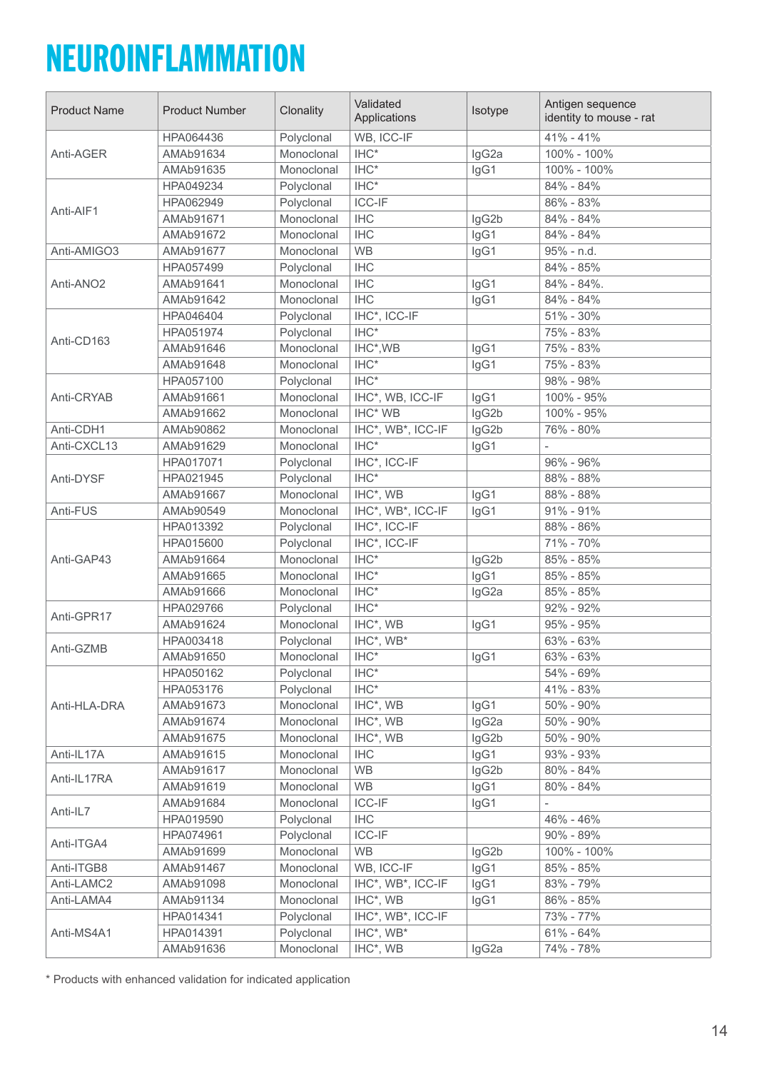# NEUROINFLAMMATION

| Product Name | Product Number | Clonality | Validated Applications | Isotype | Antigen sequence identity to mouse - rat |
|---|---|---|---|---|---|
| Anti-AGER | HPA064436 | Polyclonal | WB, ICC-IF | | 41% - 41% |
| | AMAb91634 | Monoclonal | IHC* | IgG2a | 100% - 100% |
| | AMAb91635 | Monoclonal | IHC* | IgG1 | 100% - 100% |
| Anti-AIF1 | HPA049234 | Polyclonal | IHC* | | 84% - 84% |
| | HPA062949 | Polyclonal | ICC-IF | | 86% - 83% |
| | AMAb91671 | Monoclonal | IHC | IgG2b | 84% - 84% |
| | AMAb91672 | Monoclonal | IHC | IgG1 | 84% - 84% |
| Anti-AMIGO3 | AMAb91677 | Monoclonal | WB | IgG1 | 95% - n.d. |
| Anti-ANO2 | HPA057499 | Polyclonal | IHC | | 84% - 85% |
| | AMAb91641 | Monoclonal | IHC | IgG1 | 84% - 84%. |
| | AMAb91642 | Monoclonal | IHC | IgG1 | 84% - 84% |
| Anti-CD163 | HPA046404 | Polyclonal | IHC*, ICC-IF | | 51% - 30% |
| | HPA051974 | Polyclonal | IHC* | | 75% - 83% |
| | AMAb91646 | Monoclonal | IHC*,WB | IgG1 | 75% - 83% |
| | AMAb91648 | Monoclonal | IHC* | IgG1 | 75% - 83% |
| Anti-CRYAB | HPA057100 | Polyclonal | IHC* | | 98% - 98% |
| | AMAb91661 | Monoclonal | IHC*, WB, ICC-IF | IgG1 | 100% - 95% |
| | AMAb91662 | Monoclonal | IHC* WB | IgG2b | 100% - 95% |
| Anti-CDH1 | AMAb90862 | Monoclonal | IHC*, WB*, ICC-IF | IgG2b | 76% - 80% |
| Anti-CXCL13 | AMAb91629 | Monoclonal | IHC* | IgG1 | - |
| Anti-DYSF | HPA017071 | Polyclonal | IHC*, ICC-IF | | 96% - 96% |
| | HPA021945 | Polyclonal | IHC* | | 88% - 88% |
| | AMAb91667 | Monoclonal | IHC*, WB | IgG1 | 88% - 88% |
| Anti-FUS | AMAb90549 | Monoclonal | IHC*, WB*, ICC-IF | IgG1 | 91% - 91% |
| Anti-GAP43 | HPA013392 | Polyclonal | IHC*, ICC-IF | | 88% - 86% |
| | HPA015600 | Polyclonal | IHC*, ICC-IF | | 71% - 70% |
| | AMAb91664 | Monoclonal | IHC* | IgG2b | 85% - 85% |
| | AMAb91665 | Monoclonal | IHC* | IgG1 | 85% - 85% |
| | AMAb91666 | Monoclonal | IHC* | IgG2a | 85% - 85% |
| Anti-GPR17 | HPA029766 | Polyclonal | IHC* | | 92% - 92% |
| | AMAb91624 | Monoclonal | IHC*, WB | IgG1 | 95% - 95% |
| Anti-GZMB | HPA003418 | Polyclonal | IHC*, WB* | | 63% - 63% |
| | AMAb91650 | Monoclonal | IHC* | IgG1 | 63% - 63% |
| Anti-HLA-DRA | HPA050162 | Polyclonal | IHC* | | 54% - 69% |
| | HPA053176 | Polyclonal | IHC* | | 41% - 83% |
| | AMAb91673 | Monoclonal | IHC*, WB | IgG1 | 50% - 90% |
| | AMAb91674 | Monoclonal | IHC*, WB | IgG2a | 50% - 90% |
| | AMAb91675 | Monoclonal | IHC*, WB | IgG2b | 50% - 90% |
| Anti-IL17A | AMAb91615 | Monoclonal | IHC | IgG1 | 93% - 93% |
| Anti-IL17RA | AMAb91617 | Monoclonal | WB | IgG2b | 80% - 84% |
| | AMAb91619 | Monoclonal | WB | IgG1 | 80% - 84% |
| Anti-IL7 | AMAb91684 | Monoclonal | ICC-IF | IgG1 | - |
| | HPA019590 | Polyclonal | IHC | | 46% - 46% |
| Anti-ITGA4 | HPA074961 | Polyclonal | ICC-IF | | 90% - 89% |
| | AMAb91699 | Monoclonal | WB | IgG2b | 100% - 100% |
| Anti-ITGB8 | AMAb91467 | Monoclonal | WB, ICC-IF | IgG1 | 85% - 85% |
| Anti-LAMC2 | AMAb91098 | Monoclonal | IHC*, WB*, ICC-IF | IgG1 | 83% - 79% |
| Anti-LAMA4 | AMAb91134 | Monoclonal | IHC*, WB | IgG1 | 86% - 85% |
| Anti-MS4A1 | HPA014341 | Polyclonal | IHC*, WB*, ICC-IF | | 73% - 77% |
| | HPA014391 | Polyclonal | IHC*, WB* | | 61% - 64% |
| | AMAb91636 | Monoclonal | IHC*, WB | IgG2a | 74% - 78% |

* Products with enhanced validation for indicated application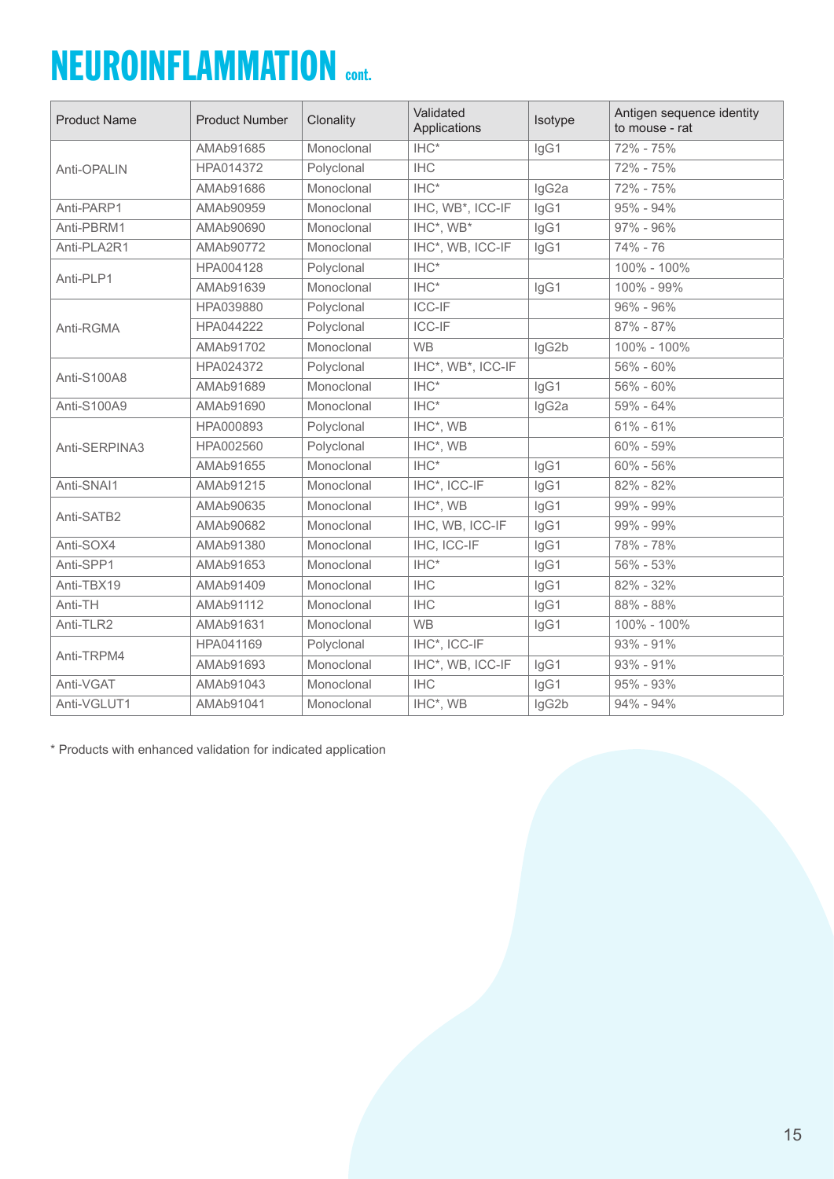# NEUROINFLAMMATION cont.

| Product Name | Product Number | Clonality | Validated Applications | Isotype | Antigen sequence identity to mouse - rat |
|---|---|---|---|---|---|
| Anti-OPALIN | AMAb91685 | Monoclonal | IHC* | IgG1 | 72% - 75% |
| | HPA014372 | Polyclonal | IHC | | 72% - 75% |
| | AMAb91686 | Monoclonal | IHC* | IgG2a | 72% - 75% |
| Anti-PARP1 | AMAb90959 | Monoclonal | IHC, WB*, ICC-IF | IgG1 | 95% - 94% |
| Anti-PBRM1 | AMAb90690 | Monoclonal | IHC*, WB* | IgG1 | 97% - 96% |
| Anti-PLA2R1 | AMAb90772 | Monoclonal | IHC*, WB, ICC-IF | IgG1 | 74% - 76 |
| Anti-PLP1 | HPA004128 | Polyclonal | IHC* | | 100% - 100% |
| | AMAb91639 | Monoclonal | IHC* | IgG1 | 100% - 99% |
| Anti-RGMA | HPA039880 | Polyclonal | ICC-IF | | 96% - 96% |
| | HPA044222 | Polyclonal | ICC-IF | | 87% - 87% |
| | AMAb91702 | Monoclonal | WB | IgG2b | 100% - 100% |
| Anti-S100A8 | HPA024372 | Polyclonal | IHC*, WB*, ICC-IF | | 56% - 60% |
| | AMAb91689 | Monoclonal | IHC* | IgG1 | 56% - 60% |
| Anti-S100A9 | AMAb91690 | Monoclonal | IHC* | IgG2a | 59% - 64% |
| Anti-SERPINA3 | HPA000893 | Polyclonal | IHC*, WB | | 61% - 61% |
| | HPA002560 | Polyclonal | IHC*, WB | | 60% - 59% |
| | AMAb91655 | Monoclonal | IHC* | IgG1 | 60% - 56% |
| Anti-SNAI1 | AMAb91215 | Monoclonal | IHC*, ICC-IF | IgG1 | 82% - 82% |
| Anti-SATB2 | AMAb90635 | Monoclonal | IHC*, WB | IgG1 | 99% - 99% |
| | AMAb90682 | Monoclonal | IHC, WB, ICC-IF | IgG1 | 99% - 99% |
| Anti-SOX4 | AMAb91380 | Monoclonal | IHC, ICC-IF | IgG1 | 78% - 78% |
| Anti-SPP1 | AMAb91653 | Monoclonal | IHC* | IgG1 | 56% - 53% |
| Anti-TBX19 | AMAb91409 | Monoclonal | IHC | IgG1 | 82% - 32% |
| Anti-TH | AMAb91112 | Monoclonal | IHC | IgG1 | 88% - 88% |
| Anti-TLR2 | AMAb91631 | Monoclonal | WB | IgG1 | 100% - 100% |
| Anti-TRPM4 | HPA041169 | Polyclonal | IHC*, ICC-IF | | 93% - 91% |
| | AMAb91693 | Monoclonal | IHC*, WB, ICC-IF | IgG1 | 93% - 91% |
| Anti-VGAT | AMAb91043 | Monoclonal | IHC | IgG1 | 95% - 93% |
| Anti-VGLUT1 | AMAb91041 | Monoclonal | IHC*, WB | IgG2b | 94% - 94% |

* Products with enhanced validation for indicated application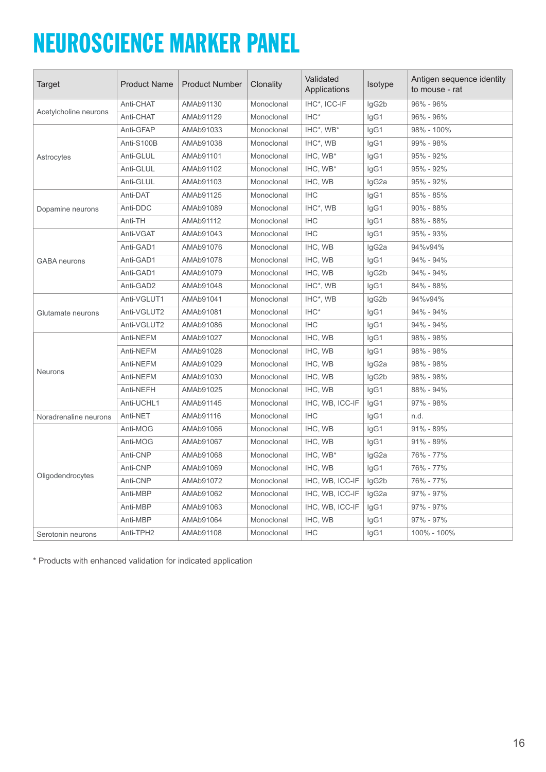# NEUROSCIENCE MARKER PANEL

| Target | Product Name | Product Number | Clonality | Validated Applications | Isotype | Antigen sequence identity to mouse - rat |
|---|---|---|---|---|---|---|
| Acetylcholine neurons | Anti-CHAT | AMAb91130 | Monoclonal | IHC*, ICC-IF | IgG2b | 96% - 96% |
| | Anti-CHAT | AMAb91129 | Monoclonal | IHC* | IgG1 | 96% - 96% |
| Astrocytes | Anti-GFAP | AMAb91033 | Monoclonal | IHC*, WB* | IgG1 | 98% - 100% |
| | Anti-S100B | AMAb91038 | Monoclonal | IHC*, WB | IgG1 | 99% - 98% |
| | Anti-GLUL | AMAb91101 | Monoclonal | IHC, WB* | IgG1 | 95% - 92% |
| | Anti-GLUL | AMAb91102 | Monoclonal | IHC, WB* | IgG1 | 95% - 92% |
| | Anti-GLUL | AMAb91103 | Monoclonal | IHC, WB | IgG2a | 95% - 92% |
| Dopamine neurons | Anti-DAT | AMAb91125 | Monoclonal | IHC | IgG1 | 85% - 85% |
| | Anti-DDC | AMAb91089 | Monoclonal | IHC*, WB | IgG1 | 90% - 88% |
| | Anti-TH | AMAb91112 | Monoclonal | IHC | IgG1 | 88% - 88% |
| GABA neurons | Anti-VGAT | AMAb91043 | Monoclonal | IHC | IgG1 | 95% - 93% |
| | Anti-GAD1 | AMAb91076 | Monoclonal | IHC, WB | IgG2a | 94%v94% |
| | Anti-GAD1 | AMAb91078 | Monoclonal | IHC, WB | IgG1 | 94% - 94% |
| | Anti-GAD1 | AMAb91079 | Monoclonal | IHC, WB | IgG2b | 94% - 94% |
| | Anti-GAD2 | AMAb91048 | Monoclonal | IHC*, WB | IgG1 | 84% - 88% |
| Glutamate neurons | Anti-VGLUT1 | AMAb91041 | Monoclonal | IHC*, WB | IgG2b | 94%v94% |
| | Anti-VGLUT2 | AMAb91081 | Monoclonal | IHC* | IgG1 | 94% - 94% |
| | Anti-VGLUT2 | AMAb91086 | Monoclonal | IHC | IgG1 | 94% - 94% |
| Neurons | Anti-NEFM | AMAb91027 | Monoclonal | IHC, WB | IgG1 | 98% - 98% |
| | Anti-NEFM | AMAb91028 | Monoclonal | IHC, WB | IgG1 | 98% - 98% |
| | Anti-NEFM | AMAb91029 | Monoclonal | IHC, WB | IgG2a | 98% - 98% |
| | Anti-NEFM | AMAb91030 | Monoclonal | IHC, WB | IgG2b | 98% - 98% |
| | Anti-NEFH | AMAb91025 | Monoclonal | IHC, WB | IgG1 | 88% - 94% |
| | Anti-UCHL1 | AMAb91145 | Monoclonal | IHC, WB, ICC-IF | IgG1 | 97% - 98% |
| Noradrenaline neurons | Anti-NET | AMAb91116 | Monoclonal | IHC | IgG1 | n.d. |
| Oligodendrocytes | Anti-MOG | AMAb91066 | Monoclonal | IHC, WB | IgG1 | 91% - 89% |
| | Anti-MOG | AMAb91067 | Monoclonal | IHC, WB | IgG1 | 91% - 89% |
| | Anti-CNP | AMAb91068 | Monoclonal | IHC, WB* | IgG2a | 76% - 77% |
| | Anti-CNP | AMAb91069 | Monoclonal | IHC, WB | IgG1 | 76% - 77% |
| | Anti-CNP | AMAb91072 | Monoclonal | IHC, WB, ICC-IF | IgG2b | 76% - 77% |
| | Anti-MBP | AMAb91062 | Monoclonal | IHC, WB, ICC-IF | IgG2a | 97% - 97% |
| | Anti-MBP | AMAb91063 | Monoclonal | IHC, WB, ICC-IF | IgG1 | 97% - 97% |
| | Anti-MBP | AMAb91064 | Monoclonal | IHC, WB | IgG1 | 97% - 97% |
| Serotonin neurons | Anti-TPH2 | AMAb91108 | Monoclonal | IHC | IgG1 | 100% - 100% |

* Products with enhanced validation for indicated application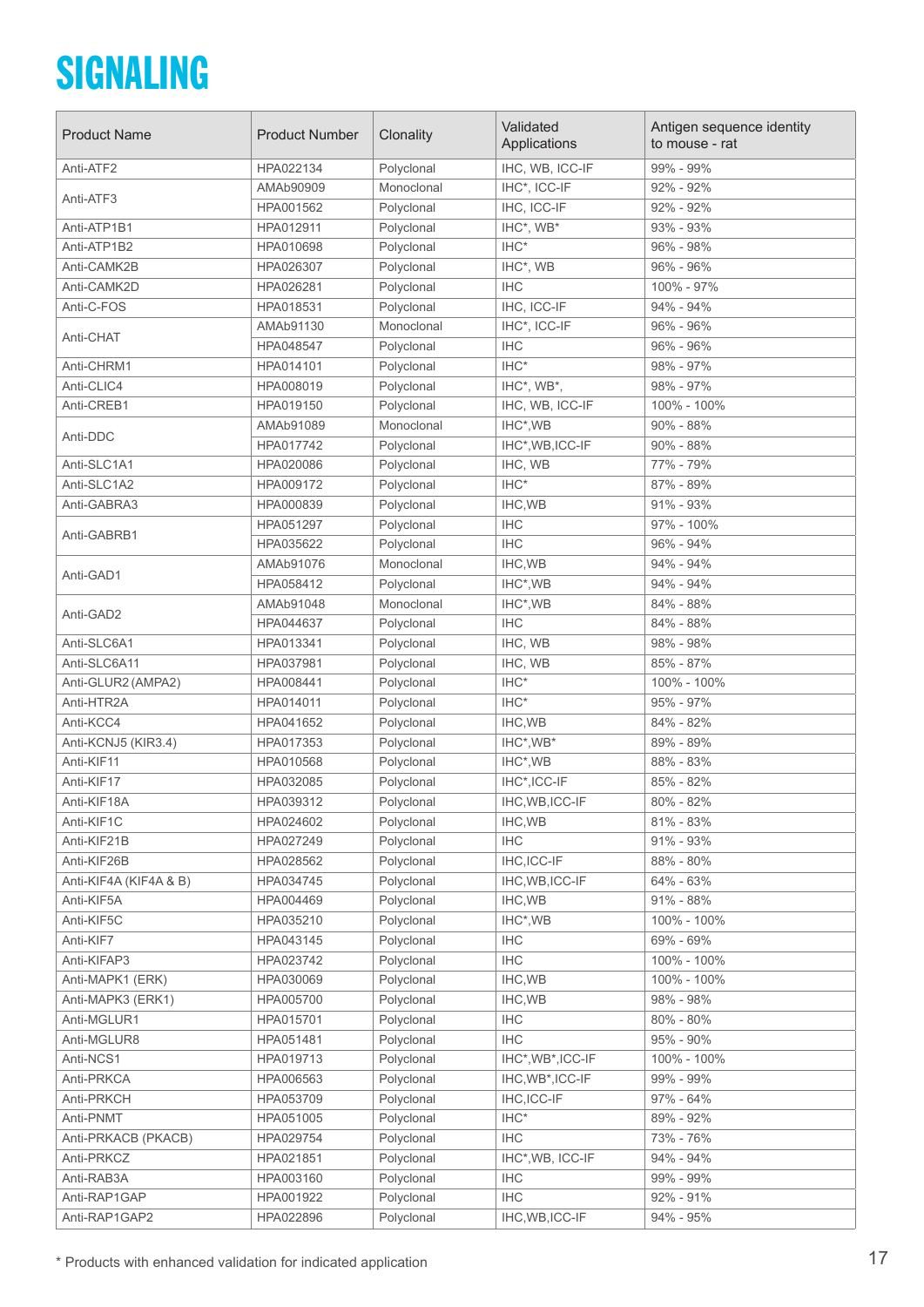# SIGNALING

| Product Name | Product Number | Clonality | Validated Applications | Antigen sequence identity to mouse - rat |
|---|---|---|---|---|
| Anti-ATF2 | HPA022134 | Polyclonal | IHC, WB, ICC-IF | 99% - 99% |
| Anti-ATF3 | AMAb90909 | Monoclonal | IHC*, ICC-IF | 92% - 92% |
| | HPA001562 | Polyclonal | IHC, ICC-IF | 92% - 92% |
| Anti-ATP1B1 | HPA012911 | Polyclonal | IHC*, WB* | 93% - 93% |
| Anti-ATP1B2 | HPA010698 | Polyclonal | IHC* | 96% - 98% |
| Anti-CAMK2B | HPA026307 | Polyclonal | IHC*, WB | 96% - 96% |
| Anti-CAMK2D | HPA026281 | Polyclonal | IHC | 100% - 97% |
| Anti-C-FOS | HPA018531 | Polyclonal | IHC, ICC-IF | 94% - 94% |
| Anti-CHAT | AMAb91130 | Monoclonal | IHC*, ICC-IF | 96% - 96% |
| | HPA048547 | Polyclonal | IHC | 96% - 96% |
| Anti-CHRM1 | HPA014101 | Polyclonal | IHC* | 98% - 97% |
| Anti-CLIC4 | HPA008019 | Polyclonal | IHC*, WB*, | 98% - 97% |
| Anti-CREB1 | HPA019150 | Polyclonal | IHC, WB, ICC-IF | 100% - 100% |
| Anti-DDC | AMAb91089 | Monoclonal | IHC*,WB | 90% - 88% |
| | HPA017742 | Polyclonal | IHC*,WB,ICC-IF | 90% - 88% |
| Anti-SLC1A1 | HPA020086 | Polyclonal | IHC, WB | 77% - 79% |
| Anti-SLC1A2 | HPA009172 | Polyclonal | IHC* | 87% - 89% |
| Anti-GABRA3 | HPA000839 | Polyclonal | IHC,WB | 91% - 93% |
| Anti-GABRB1 | HPA051297 | Polyclonal | IHC | 97% - 100% |
| | HPA035622 | Polyclonal | IHC | 96% - 94% |
| Anti-GAD1 | AMAb91076 | Monoclonal | IHC,WB | 94% - 94% |
| | HPA058412 | Polyclonal | IHC*,WB | 94% - 94% |
| Anti-GAD2 | AMAb91048 | Monoclonal | IHC*,WB | 84% - 88% |
| | HPA044637 | Polyclonal | IHC | 84% - 88% |
| Anti-SLC6A1 | HPA013341 | Polyclonal | IHC, WB | 98% - 98% |
| Anti-SLC6A11 | HPA037981 | Polyclonal | IHC, WB | 85% - 87% |
| Anti-GLUR2 (AMPA2) | HPA008441 | Polyclonal | IHC* | 100% - 100% |
| Anti-HTR2A | HPA014011 | Polyclonal | IHC* | 95% - 97% |
| Anti-KCC4 | HPA041652 | Polyclonal | IHC,WB | 84% - 82% |
| Anti-KCNJ5 (KIR3.4) | HPA017353 | Polyclonal | IHC*,WB* | 89% - 89% |
| Anti-KIF11 | HPA010568 | Polyclonal | IHC*,WB | 88% - 83% |
| Anti-KIF17 | HPA032085 | Polyclonal | IHC*,ICC-IF | 85% - 82% |
| Anti-KIF18A | HPA039312 | Polyclonal | IHC,WB,ICC-IF | 80% - 82% |
| Anti-KIF1C | HPA024602 | Polyclonal | IHC,WB | 81% - 83% |
| Anti-KIF21B | HPA027249 | Polyclonal | IHC | 91% - 93% |
| Anti-KIF26B | HPA028562 | Polyclonal | IHC,ICC-IF | 88% - 80% |
| Anti-KIF4A (KIF4A & B) | HPA034745 | Polyclonal | IHC,WB,ICC-IF | 64% - 63% |
| Anti-KIF5A | HPA004469 | Polyclonal | IHC,WB | 91% - 88% |
| Anti-KIF5C | HPA035210 | Polyclonal | IHC*,WB | 100% - 100% |
| Anti-KIF7 | HPA043145 | Polyclonal | IHC | 69% - 69% |
| Anti-KIFAP3 | HPA023742 | Polyclonal | IHC | 100% - 100% |
| Anti-MAPK1 (ERK) | HPA030069 | Polyclonal | IHC,WB | 100% - 100% |
| Anti-MAPK3 (ERK1) | HPA005700 | Polyclonal | IHC,WB | 98% - 98% |
| Anti-MGLUR1 | HPA015701 | Polyclonal | IHC | 80% - 80% |
| Anti-MGLUR8 | HPA051481 | Polyclonal | IHC | 95% - 90% |
| Anti-NCS1 | HPA019713 | Polyclonal | IHC*,WB*,ICC-IF | 100% - 100% |
| Anti-PRKCA | HPA006563 | Polyclonal | IHC,WB*,ICC-IF | 99% - 99% |
| Anti-PRKCH | HPA053709 | Polyclonal | IHC,ICC-IF | 97% - 64% |
| Anti-PNMT | HPA051005 | Polyclonal | IHC* | 89% - 92% |
| Anti-PRKACB (PKACB) | HPA029754 | Polyclonal | IHC | 73% - 76% |
| Anti-PRKCZ | HPA021851 | Polyclonal | IHC*,WB, ICC-IF | 94% - 94% |
| Anti-RAB3A | HPA003160 | Polyclonal | IHC | 99% - 99% |
| Anti-RAP1GAP | HPA001922 | Polyclonal | IHC | 92% - 91% |
| Anti-RAP1GAP2 | HPA022896 | Polyclonal | IHC,WB,ICC-IF | 94% - 95% |

* Products with enhanced validation for indicated application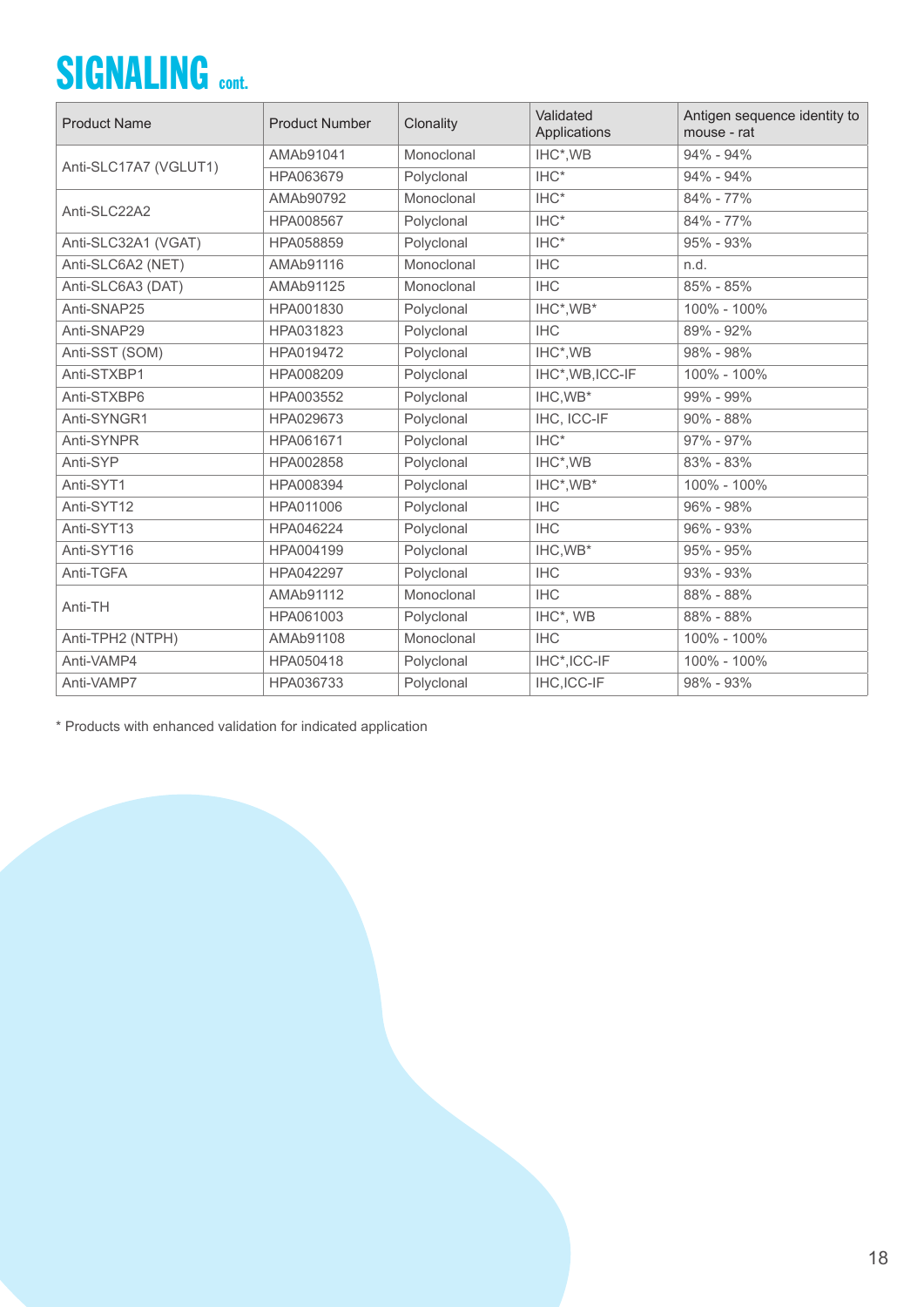# SIGNALING cont.

| Product Name | Product Number | Clonality | Validated Applications | Antigen sequence identity to mouse - rat |
|---|---|---|---|---|
| Anti-SLC17A7 (VGLUT1) | AMAb91041 | Monoclonal | IHC*,WB | 94% - 94% |
| | HPA063679 | Polyclonal | IHC* | 94% - 94% |
| Anti-SLC22A2 | AMAb90792 | Monoclonal | IHC* | 84% - 77% |
| | HPA008567 | Polyclonal | IHC* | 84% - 77% |
| Anti-SLC32A1 (VGAT) | HPA058859 | Polyclonal | IHC* | 95% - 93% |
| Anti-SLC6A2 (NET) | AMAb91116 | Monoclonal | IHC | n.d. |
| Anti-SLC6A3 (DAT) | AMAb91125 | Monoclonal | IHC | 85% - 85% |
| Anti-SNAP25 | HPA001830 | Polyclonal | IHC*,WB* | 100% - 100% |
| Anti-SNAP29 | HPA031823 | Polyclonal | IHC | 89% - 92% |
| Anti-SST (SOM) | HPA019472 | Polyclonal | IHC*,WB | 98% - 98% |
| Anti-STXBP1 | HPA008209 | Polyclonal | IHC*,WB,ICC-IF | 100% - 100% |
| Anti-STXBP6 | HPA003552 | Polyclonal | IHC,WB* | 99% - 99% |
| Anti-SYNGR1 | HPA029673 | Polyclonal | IHC, ICC-IF | 90% - 88% |
| Anti-SYNPR | HPA061671 | Polyclonal | IHC* | 97% - 97% |
| Anti-SYP | HPA002858 | Polyclonal | IHC*,WB | 83% - 83% |
| Anti-SYT1 | HPA008394 | Polyclonal | IHC*,WB* | 100% - 100% |
| Anti-SYT12 | HPA011006 | Polyclonal | IHC | 96% - 98% |
| Anti-SYT13 | HPA046224 | Polyclonal | IHC | 96% - 93% |
| Anti-SYT16 | HPA004199 | Polyclonal | IHC,WB* | 95% - 95% |
| Anti-TGFA | HPA042297 | Polyclonal | IHC | 93% - 93% |
| Anti-TH | AMAb91112 | Monoclonal | IHC | 88% - 88% |
| | HPA061003 | Polyclonal | IHC*, WB | 88% - 88% |
| Anti-TPH2 (NTPH) | AMAb91108 | Monoclonal | IHC | 100% - 100% |
| Anti-VAMP4 | HPA050418 | Polyclonal | IHC*,ICC-IF | 100% - 100% |
| Anti-VAMP7 | HPA036733 | Polyclonal | IHC,ICC-IF | 98% - 93% |

* Products with enhanced validation for indicated application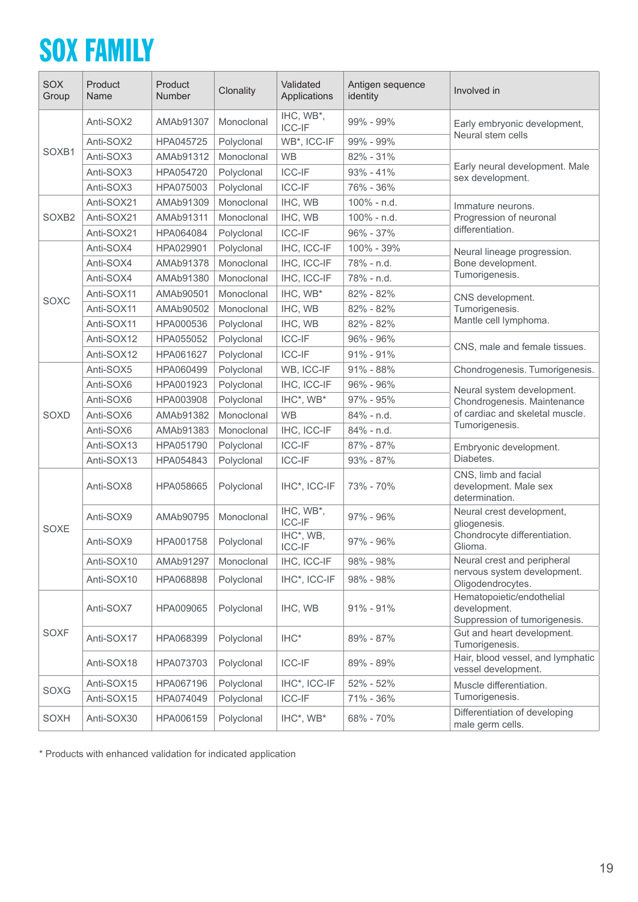# SOX FAMILY

| SOX Group | Product Name | Product Number | Clonality | Validated Applications | Antigen sequence identity | Involved in |
|---|---|---|---|---|---|---|
| SOXB1 | Anti-SOX2 | AMAb91307 | Monoclonal | IHC, WB*, ICC-IF | 99% - 99% | Early embryonic development, Neural stem cells |
| | Anti-SOX2 | HPA045725 | Polyclonal | WB*, ICC-IF | 99% - 99% | |
| | Anti-SOX3 | AMAb91312 | Monoclonal | WB | 82% - 31% | Early neural development. Male sex development. |
| | Anti-SOX3 | HPA054720 | Polyclonal | ICC-IF | 93% - 41% | |
| | Anti-SOX3 | HPA075003 | Polyclonal | ICC-IF | 76% - 36% | |
| SOXB2 | Anti-SOX21 | AMAb91309 | Monoclonal | IHC, WB | 100% - n.d. | Immature neurons. Progression of neuronal differentiation. |
| | Anti-SOX21 | AMAb91311 | Monoclonal | IHC, WB | 100% - n.d. | |
| | Anti-SOX21 | HPA064084 | Polyclonal | ICC-IF | 96% - 37% | |
| SOXC | Anti-SOX4 | HPA029901 | Polyclonal | IHC, ICC-IF | 100% - 39% | Neural lineage progression. Bone development. Tumorigenesis. |
| | Anti-SOX4 | AMAb91378 | Monoclonal | IHC, ICC-IF | 78% - n.d. | |
| | Anti-SOX4 | AMAb91380 | Monoclonal | IHC, ICC-IF | 78% - n.d. | |
| | Anti-SOX11 | AMAb90501 | Monoclonal | IHC, WB* | 82% - 82% | CNS development. Tumorigenesis. Mantle cell lymphoma. |
| | Anti-SOX11 | AMAb90502 | Monoclonal | IHC, WB | 82% - 82% | |
| | Anti-SOX11 | HPA000536 | Polyclonal | IHC, WB | 82% - 82% | |
| | Anti-SOX12 | HPA055052 | Polyclonal | ICC-IF | 96% - 96% | CNS, male and female tissues. |
| | Anti-SOX12 | HPA061627 | Polyclonal | ICC-IF | 91% - 91% | |
| SOXD | Anti-SOX5 | HPA060499 | Polyclonal | WB, ICC-IF | 91% - 88% | Chondrogenesis. Tumorigenesis. |
| | Anti-SOX6 | HPA001923 | Polyclonal | IHC, ICC-IF | 96% - 96% | Neural system development. Chondrogenesis. Maintenance of cardiac and skeletal muscle. Tumorigenesis. |
| | Anti-SOX6 | HPA003908 | Polyclonal | IHC*, WB* | 97% - 95% | |
| | Anti-SOX6 | AMAb91382 | Monoclonal | WB | 84% - n.d. | |
| | Anti-SOX6 | AMAb91383 | Monoclonal | IHC, ICC-IF | 84% - n.d. | |
| | Anti-SOX13 | HPA051790 | Polyclonal | ICC-IF | 87% - 87% | Embryonic development. Diabetes. |
| | Anti-SOX13 | HPA054843 | Polyclonal | ICC-IF | 93% - 87% | |
| SOXE | Anti-SOX8 | HPA058665 | Polyclonal | IHC*, ICC-IF | 73% - 70% | CNS, limb and facial development. Male sex determination. |
| | Anti-SOX9 | AMAb90795 | Monoclonal | IHC, WB*, ICC-IF | 97% - 96% | Neural crest development, gliogenesis. Chondrocyte differentiation. Glioma. |
| | Anti-SOX9 | HPA001758 | Polyclonal | IHC*, WB, ICC-IF | 97% - 96% | |
| | Anti-SOX10 | AMAb91297 | Monoclonal | IHC, ICC-IF | 98% - 98% | Neural crest and peripheral nervous system development. Oligodendrocytes. |
| | Anti-SOX10 | HPA068898 | Polyclonal | IHC*, ICC-IF | 98% - 98% | |
| SOXF | Anti-SOX7 | HPA009065 | Polyclonal | IHC, WB | 91% - 91% | Hematopoietic/endothelial development. Suppression of tumorigenesis. |
| | Anti-SOX17 | HPA068399 | Polyclonal | IHC* | 89% - 87% | Gut and heart development. Tumorigenesis. |
| | Anti-SOX18 | HPA073703 | Polyclonal | ICC-IF | 89% - 89% | Hair, blood vessel, and lymphatic vessel development. |
| SOXG | Anti-SOX15 | HPA067196 | Polyclonal | IHC*, ICC-IF | 52% - 52% | Muscle differentiation. Tumorigenesis. |
| | Anti-SOX15 | HPA074049 | Polyclonal | ICC-IF | 71% - 36% | |
| SOXH | Anti-SOX30 | HPA006159 | Polyclonal | IHC*, WB* | 68% - 70% | Differentiation of developing male germ cells. |

* Products with enhanced validation for indicated application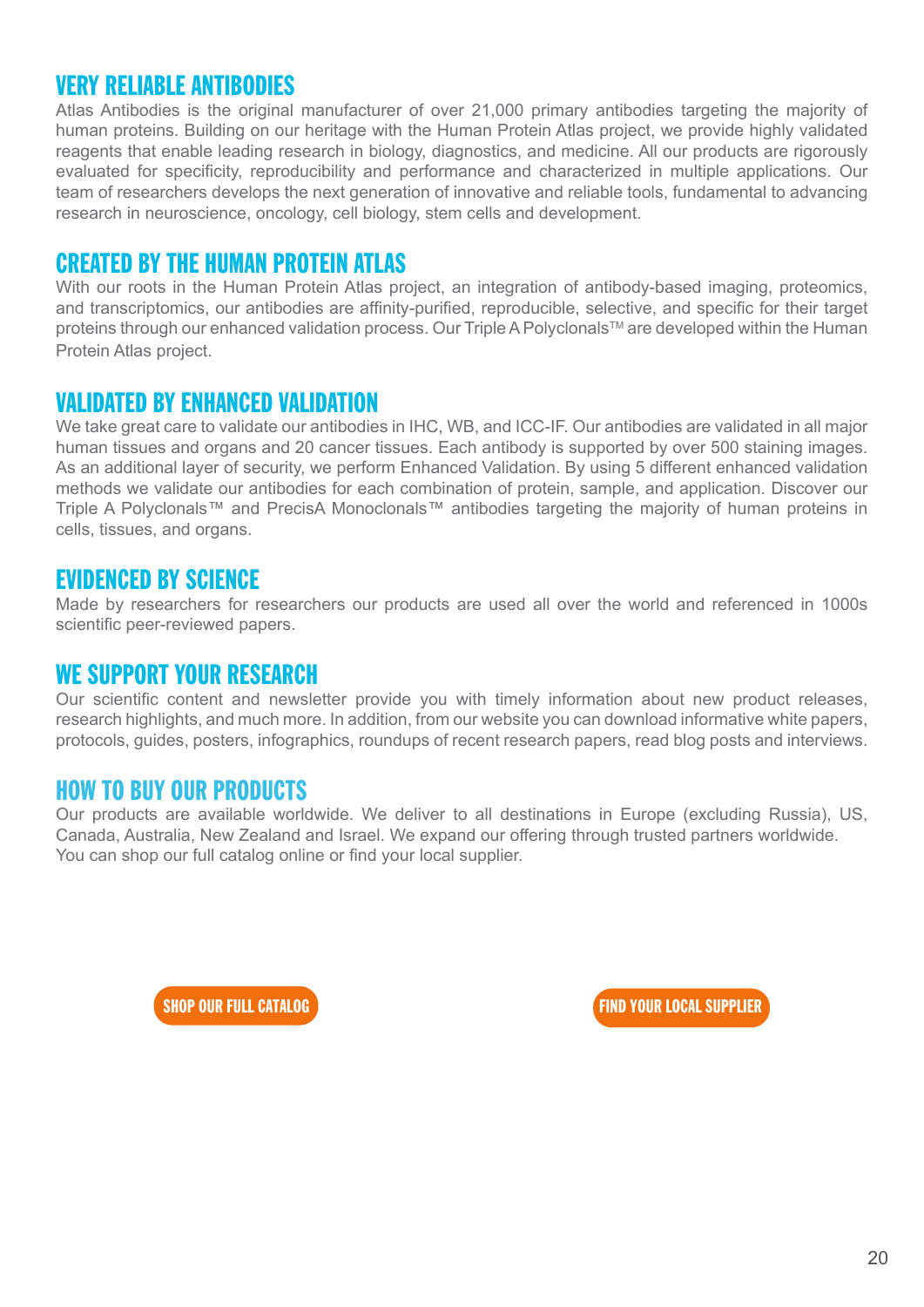## VERY RELIABLE ANTIBODIES

Atlas Antibodies is the original manufacturer of over 21,000 primary antibodies targeting the majority of human proteins. Building on our heritage with the Human Protein Atlas project, we provide highly validated reagents that enable leading research in biology, diagnostics, and medicine. All our products are rigorously evaluated for specificity, reproducibility and performance and characterized in multiple applications. Our team of researchers develops the next generation of innovative and reliable tools, fundamental to advancing research in neuroscience, oncology, cell biology, stem cells and development.

## CREATED BY THE HUMAN PROTEIN ATLAS

With our roots in the Human Protein Atlas project, an integration of antibody-based imaging, proteomics, and transcriptomics, our antibodies are affinity-purified, reproducible, selective, and specific for their target proteins through our enhanced validation process. Our Triple A Polyclonals™ are developed within the Human Protein Atlas project.

## VALIDATED BY ENHANCED VALIDATION

We take great care to validate our antibodies in IHC, WB, and ICC-IF. Our antibodies are validated in all major human tissues and organs and 20 cancer tissues. Each antibody is supported by over 500 staining images. As an additional layer of security, we perform Enhanced Validation. By using 5 different enhanced validation methods we validate our antibodies for each combination of protein, sample, and application. Discover our Triple A Polyclonals™ and PrecisA Monoclonals™ antibodies targeting the majority of human proteins in cells, tissues, and organs.

## EVIDENCED BY SCIENCE

Made by researchers for researchers our products are used all over the world and referenced in 1000s scientific peer-reviewed papers.

## WE SUPPORT YOUR RESEARCH

Our scientific content and newsletter provide you with timely information about new product releases, research highlights, and much more. In addition, from our website you can download informative white papers, protocols, guides, posters, infographics, roundups of recent research papers, read blog posts and interviews.

## HOW TO BUY OUR PRODUCTS

Our products are available worldwide. We deliver to all destinations in Europe (excluding Russia), US, Canada, Australia, New Zealand and Israel. We expand our offering through trusted partners worldwide.
You can shop our full catalog online or find your local supplier.

SHOP OUR FULL CATALOG

FIND YOUR LOCAL SUPPLIER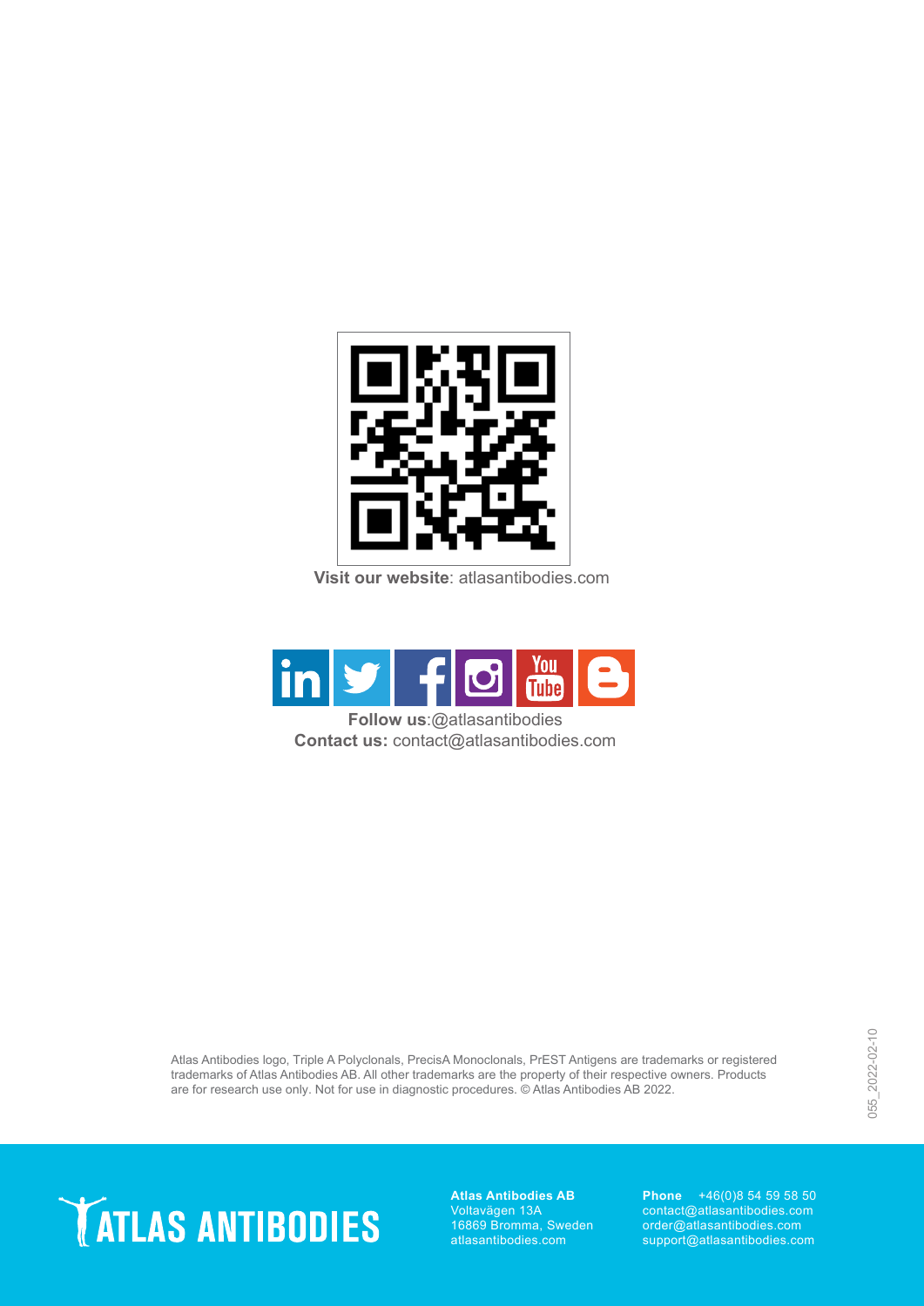**Visit our website**: atlasantibodies.com

**Follow us**:@atlasantibodies

**Contact us:** contact@atlasantibodies.com

Atlas Antibodies logo, Triple A Polyclonals, PrecisA Monoclonals, PrEST Antigens are trademarks or registered trademarks of Atlas Antibodies AB. All other trademarks are the property of their respective owners. Products are for research use only. Not for use in diagnostic procedures. © Atlas Antibodies AB 2022.

055_2022-02-10

ATLAS ANTIBODIES

**Atlas Antibodies AB**
Voltavägen 13A
16869 Bromma, Sweden
atlasantibodies.com

**Phone** +46(0)8 54 59 58 50
contact@atlasantibodies.com
order@atlasantibodies.com
support@atlasantibodies.com